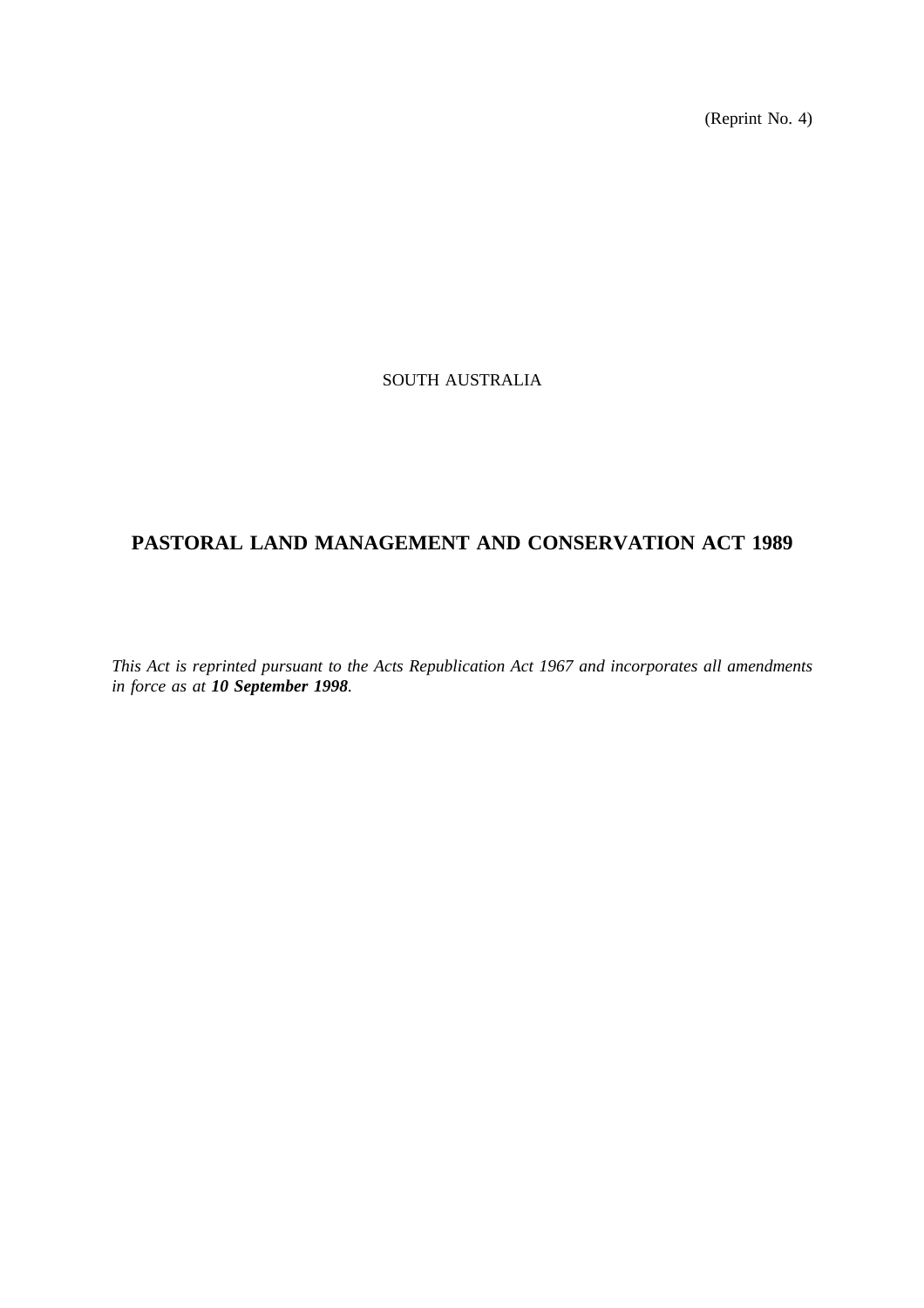(Reprint No. 4)

SOUTH AUSTRALIA

# PASTORAL LAND MANAGEMENT AND CONSERVATION ACT 1989

*This Act is reprinted pursuant to the Acts Republication Act 1967 and incorporates all amendments in force as at **10 September 1998**.*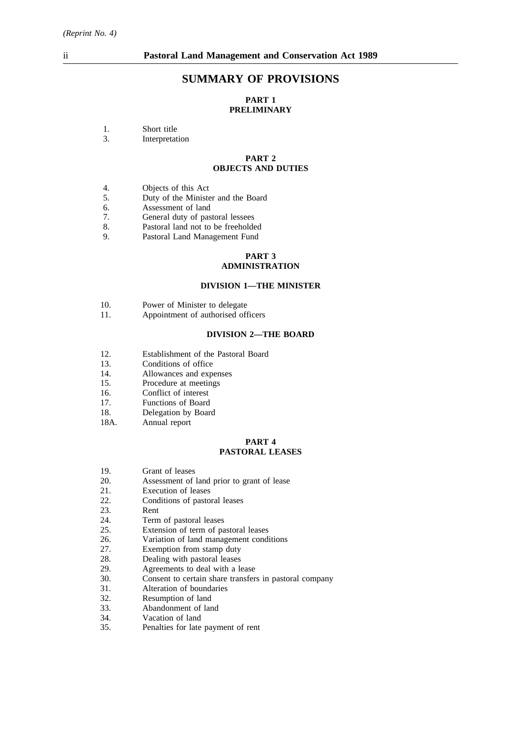# SUMMARY OF PROVISIONS

## PART 1
## PRELIMINARY

1. Short title
3. Interpretation

## PART 2
## OBJECTS AND DUTIES

4. Objects of this Act
5. Duty of the Minister and the Board
6. Assessment of land
7. General duty of pastoral lessees
8. Pastoral land not to be freeholded
9. Pastoral Land Management Fund

## PART 3
## ADMINISTRATION

### DIVISION 1—THE MINISTER

10. Power of Minister to delegate
11. Appointment of authorised officers

### DIVISION 2—THE BOARD

12. Establishment of the Pastoral Board
13. Conditions of office
14. Allowances and expenses
15. Procedure at meetings
16. Conflict of interest
17. Functions of Board
18. Delegation by Board

18A. Annual report

## PART 4
## PASTORAL LEASES

19. Grant of leases
20. Assessment of land prior to grant of lease
21. Execution of leases
22. Conditions of pastoral leases
23. Rent
24. Term of pastoral leases
25. Extension of term of pastoral leases
26. Variation of land management conditions
27. Exemption from stamp duty
28. Dealing with pastoral leases
29. Agreements to deal with a lease
30. Consent to certain share transfers in pastoral company
31. Alteration of boundaries
32. Resumption of land
33. Abandonment of land
34. Vacation of land
35. Penalties for late payment of rent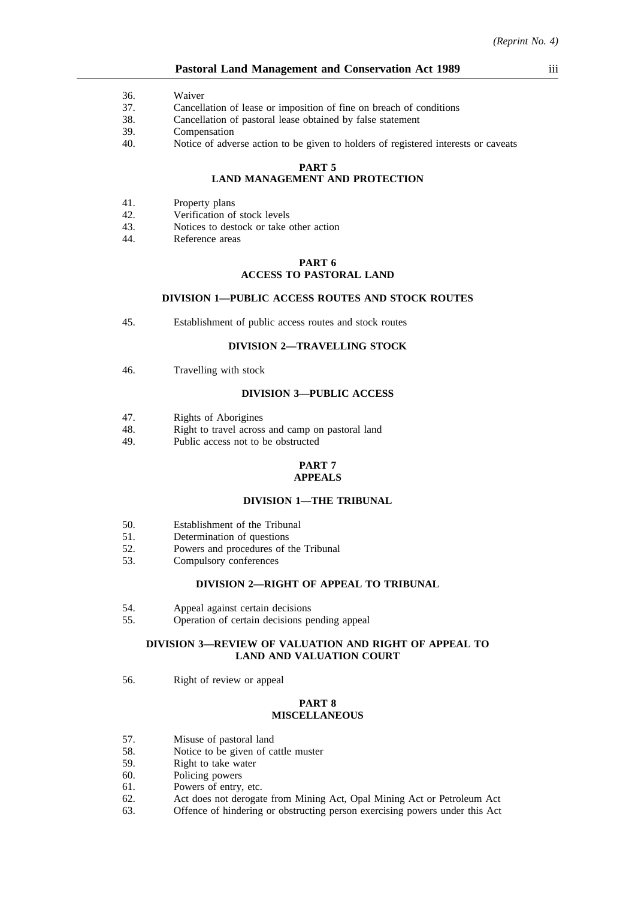36. Waiver
37. Cancellation of lease or imposition of fine on breach of conditions
38. Cancellation of pastoral lease obtained by false statement
39. Compensation
40. Notice of adverse action to be given to holders of registered interests or caveats

## PART 5
## LAND MANAGEMENT AND PROTECTION

41. Property plans
42. Verification of stock levels
43. Notices to destock or take other action
44. Reference areas

## PART 6
## ACCESS TO PASTORAL LAND

### DIVISION 1—PUBLIC ACCESS ROUTES AND STOCK ROUTES

45. Establishment of public access routes and stock routes

### DIVISION 2—TRAVELLING STOCK

46. Travelling with stock

### DIVISION 3—PUBLIC ACCESS

47. Rights of Aborigines
48. Right to travel across and camp on pastoral land
49. Public access not to be obstructed

## PART 7
## APPEALS

### DIVISION 1—THE TRIBUNAL

50. Establishment of the Tribunal
51. Determination of questions
52. Powers and procedures of the Tribunal
53. Compulsory conferences

### DIVISION 2—RIGHT OF APPEAL TO TRIBUNAL

54. Appeal against certain decisions
55. Operation of certain decisions pending appeal

### DIVISION 3—REVIEW OF VALUATION AND RIGHT OF APPEAL TO LAND AND VALUATION COURT

56. Right of review or appeal

## PART 8
## MISCELLANEOUS

57. Misuse of pastoral land
58. Notice to be given of cattle muster
59. Right to take water
60. Policing powers
61. Powers of entry, etc.
62. Act does not derogate from Mining Act, Opal Mining Act or Petroleum Act
63. Offence of hindering or obstructing person exercising powers under this Act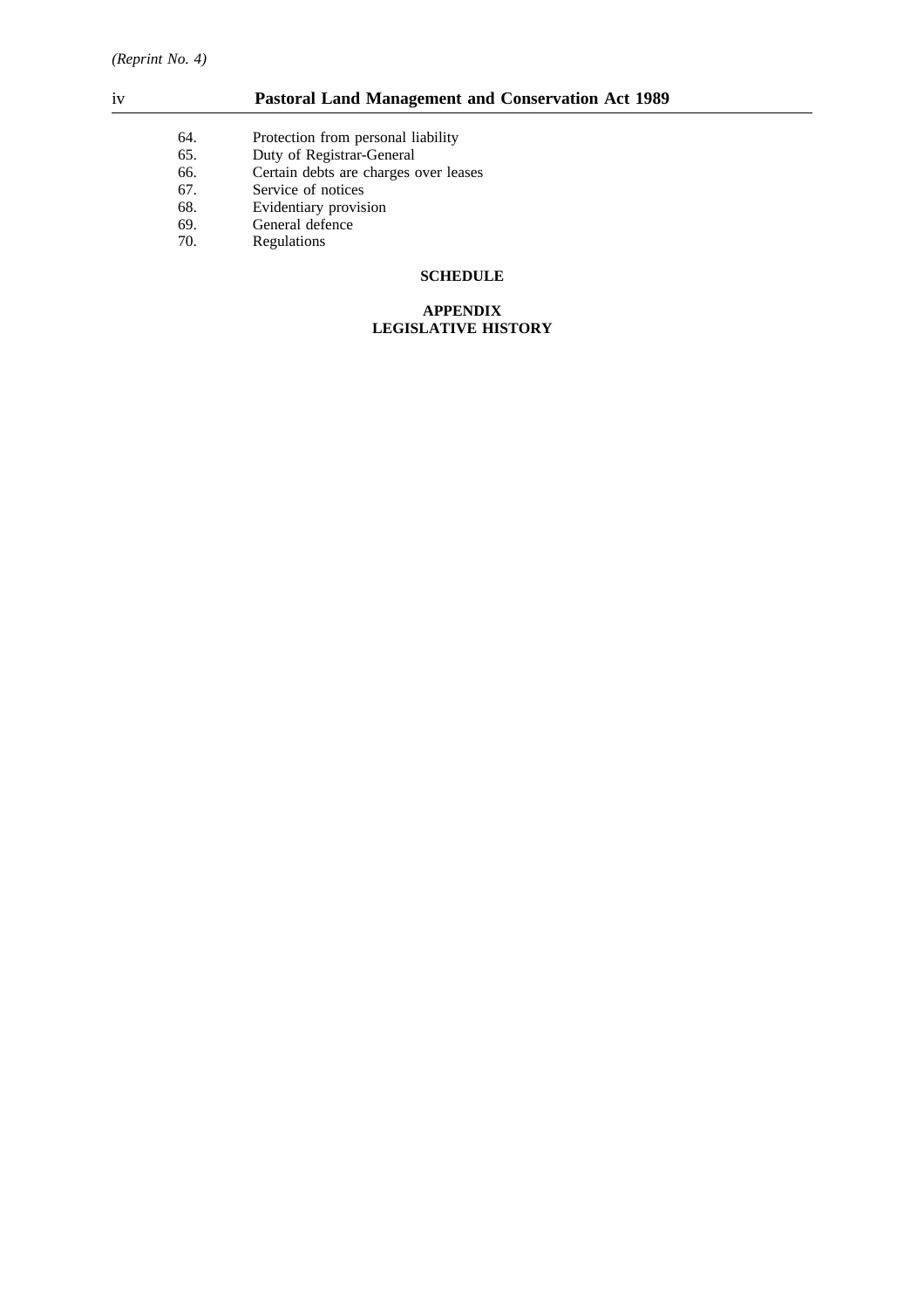64. Protection from personal liability
65. Duty of Registrar-General
66. Certain debts are charges over leases
67. Service of notices
68. Evidentiary provision
69. General defence
70. Regulations

**SCHEDULE**

**APPENDIX**
**LEGISLATIVE HISTORY**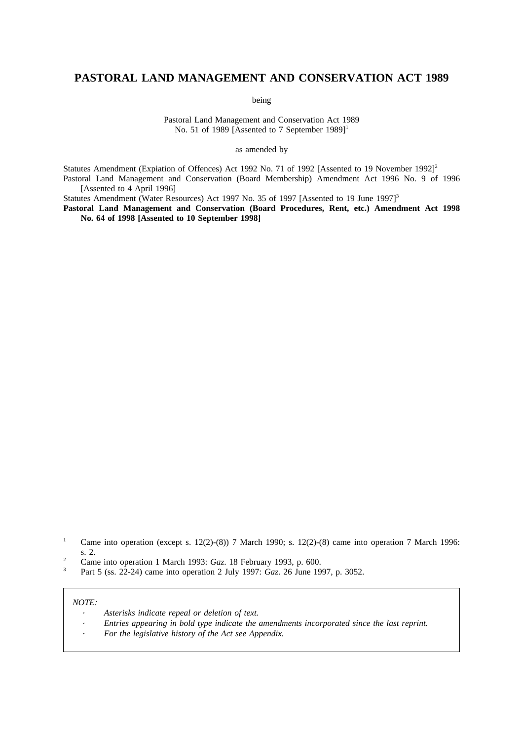# PASTORAL LAND MANAGEMENT AND CONSERVATION ACT 1989

being

Pastoral Land Management and Conservation Act 1989
No. 51 of 1989 [Assented to 7 September 1989][1]

as amended by

Statutes Amendment (Expiation of Offences) Act 1992 No. 71 of 1992 [Assented to 19 November 1992][2]
Pastoral Land Management and Conservation (Board Membership) Amendment Act 1996 No. 9 of 1996 [Assented to 4 April 1996]
Statutes Amendment (Water Resources) Act 1997 No. 35 of 1997 [Assented to 19 June 1997][3]
**Pastoral Land Management and Conservation (Board Procedures, Rent, etc.) Amendment Act 1998 No. 64 of 1998 [Assented to 10 September 1998]**

[1] Came into operation (except s. 12(2)-(8)) 7 March 1990; s. 12(2)-(8) came into operation 7 March 1996: s. 2.
[2] Came into operation 1 March 1993: *Gaz.* 18 February 1993, p. 600.
[3] Part 5 (ss. 22-24) came into operation 2 July 1997: *Gaz.* 26 June 1997, p. 3052.

*NOTE:*
- *Asterisks indicate repeal or deletion of text.*
- *Entries appearing in bold type indicate the amendments incorporated since the last reprint.*
- *For the legislative history of the Act see Appendix.*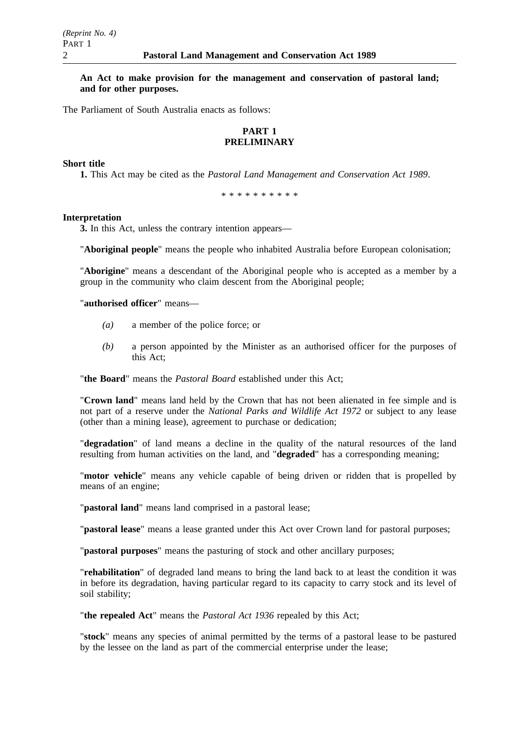**An Act to make provision for the management and conservation of pastoral land; and for other purposes.**

The Parliament of South Australia enacts as follows:

## PART 1
## PRELIMINARY

**Short title**

**1.** This Act may be cited as the *Pastoral Land Management and Conservation Act 1989*.

\* \* \* \* \* \* \* \* \* \*

**Interpretation**

**3.** In this Act, unless the contrary intention appears—

"**Aboriginal people**" means the people who inhabited Australia before European colonisation;

"**Aborigine**" means a descendant of the Aboriginal people who is accepted as a member by a group in the community who claim descent from the Aboriginal people;

"**authorised officer**" means—

*(a)* a member of the police force; or

*(b)* a person appointed by the Minister as an authorised officer for the purposes of this Act;

"**the Board**" means the *Pastoral Board* established under this Act;

"**Crown land**" means land held by the Crown that has not been alienated in fee simple and is not part of a reserve under the *National Parks and Wildlife Act 1972* or subject to any lease (other than a mining lease), agreement to purchase or dedication;

"**degradation**" of land means a decline in the quality of the natural resources of the land resulting from human activities on the land, and "**degraded**" has a corresponding meaning;

"**motor vehicle**" means any vehicle capable of being driven or ridden that is propelled by means of an engine;

"**pastoral land**" means land comprised in a pastoral lease;

"**pastoral lease**" means a lease granted under this Act over Crown land for pastoral purposes;

"**pastoral purposes**" means the pasturing of stock and other ancillary purposes;

"**rehabilitation**" of degraded land means to bring the land back to at least the condition it was in before its degradation, having particular regard to its capacity to carry stock and its level of soil stability;

"**the repealed Act**" means the *Pastoral Act 1936* repealed by this Act;

"**stock**" means any species of animal permitted by the terms of a pastoral lease to be pastured by the lessee on the land as part of the commercial enterprise under the lease;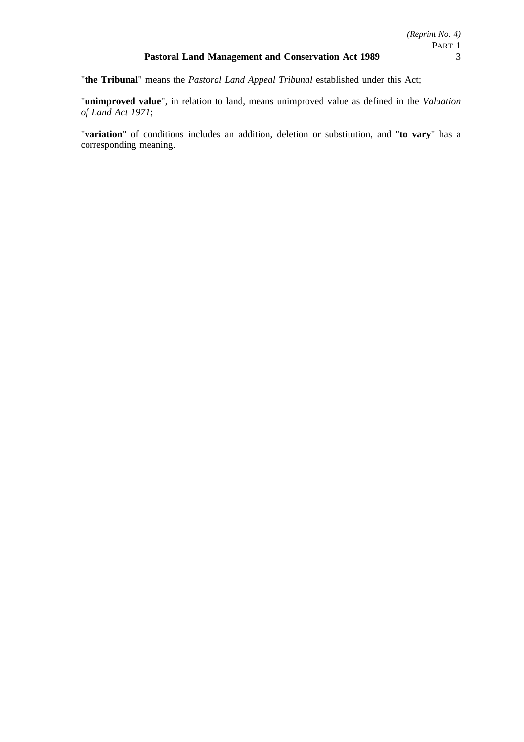"**the Tribunal**" means the *Pastoral Land Appeal Tribunal* established under this Act;

"**unimproved value**", in relation to land, means unimproved value as defined in the *Valuation of Land Act 1971*;

"**variation**" of conditions includes an addition, deletion or substitution, and "**to vary**" has a corresponding meaning.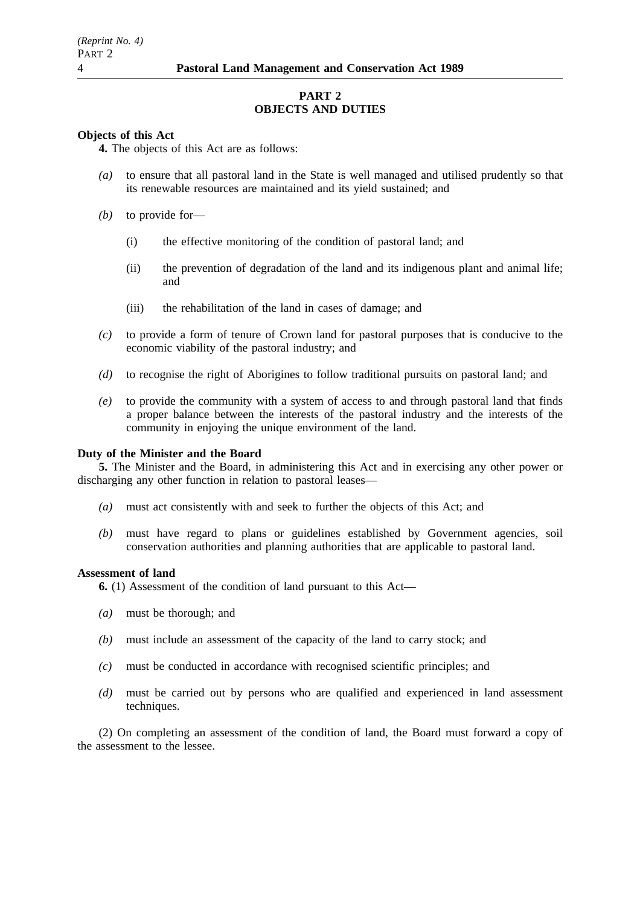## PART 2
## OBJECTS AND DUTIES

**Objects of this Act**

**4.** The objects of this Act are as follows:

*(a)* to ensure that all pastoral land in the State is well managed and utilised prudently so that its renewable resources are maintained and its yield sustained; and

*(b)* to provide for—

(i) the effective monitoring of the condition of pastoral land; and

(ii) the prevention of degradation of the land and its indigenous plant and animal life; and

(iii) the rehabilitation of the land in cases of damage; and

*(c)* to provide a form of tenure of Crown land for pastoral purposes that is conducive to the economic viability of the pastoral industry; and

*(d)* to recognise the right of Aborigines to follow traditional pursuits on pastoral land; and

*(e)* to provide the community with a system of access to and through pastoral land that finds a proper balance between the interests of the pastoral industry and the interests of the community in enjoying the unique environment of the land.

**Duty of the Minister and the Board**

**5.** The Minister and the Board, in administering this Act and in exercising any other power or discharging any other function in relation to pastoral leases—

*(a)* must act consistently with and seek to further the objects of this Act; and

*(b)* must have regard to plans or guidelines established by Government agencies, soil conservation authorities and planning authorities that are applicable to pastoral land.

**Assessment of land**

**6.** (1) Assessment of the condition of land pursuant to this Act—

*(a)* must be thorough; and

*(b)* must include an assessment of the capacity of the land to carry stock; and

*(c)* must be conducted in accordance with recognised scientific principles; and

*(d)* must be carried out by persons who are qualified and experienced in land assessment techniques.

(2) On completing an assessment of the condition of land, the Board must forward a copy of the assessment to the lessee.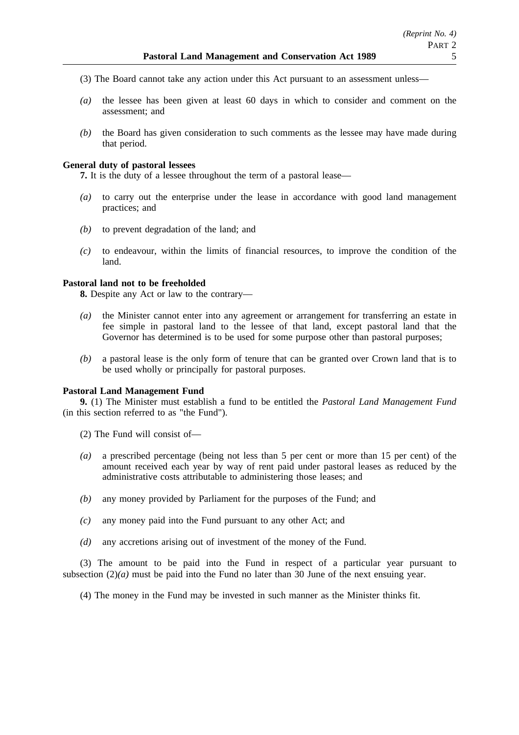(3) The Board cannot take any action under this Act pursuant to an assessment unless—

*(a)* the lessee has been given at least 60 days in which to consider and comment on the assessment; and

*(b)* the Board has given consideration to such comments as the lessee may have made during that period.

**General duty of pastoral lessees**

**7.** It is the duty of a lessee throughout the term of a pastoral lease—

*(a)* to carry out the enterprise under the lease in accordance with good land management practices; and

*(b)* to prevent degradation of the land; and

*(c)* to endeavour, within the limits of financial resources, to improve the condition of the land.

**Pastoral land not to be freeholded**

**8.** Despite any Act or law to the contrary—

*(a)* the Minister cannot enter into any agreement or arrangement for transferring an estate in fee simple in pastoral land to the lessee of that land, except pastoral land that the Governor has determined is to be used for some purpose other than pastoral purposes;

*(b)* a pastoral lease is the only form of tenure that can be granted over Crown land that is to be used wholly or principally for pastoral purposes.

**Pastoral Land Management Fund**

**9.** (1) The Minister must establish a fund to be entitled the *Pastoral Land Management Fund* (in this section referred to as "the Fund").

(2) The Fund will consist of—

*(a)* a prescribed percentage (being not less than 5 per cent or more than 15 per cent) of the amount received each year by way of rent paid under pastoral leases as reduced by the administrative costs attributable to administering those leases; and

*(b)* any money provided by Parliament for the purposes of the Fund; and

*(c)* any money paid into the Fund pursuant to any other Act; and

*(d)* any accretions arising out of investment of the money of the Fund.

(3) The amount to be paid into the Fund in respect of a particular year pursuant to subsection (2)*(a)* must be paid into the Fund no later than 30 June of the next ensuing year.

(4) The money in the Fund may be invested in such manner as the Minister thinks fit.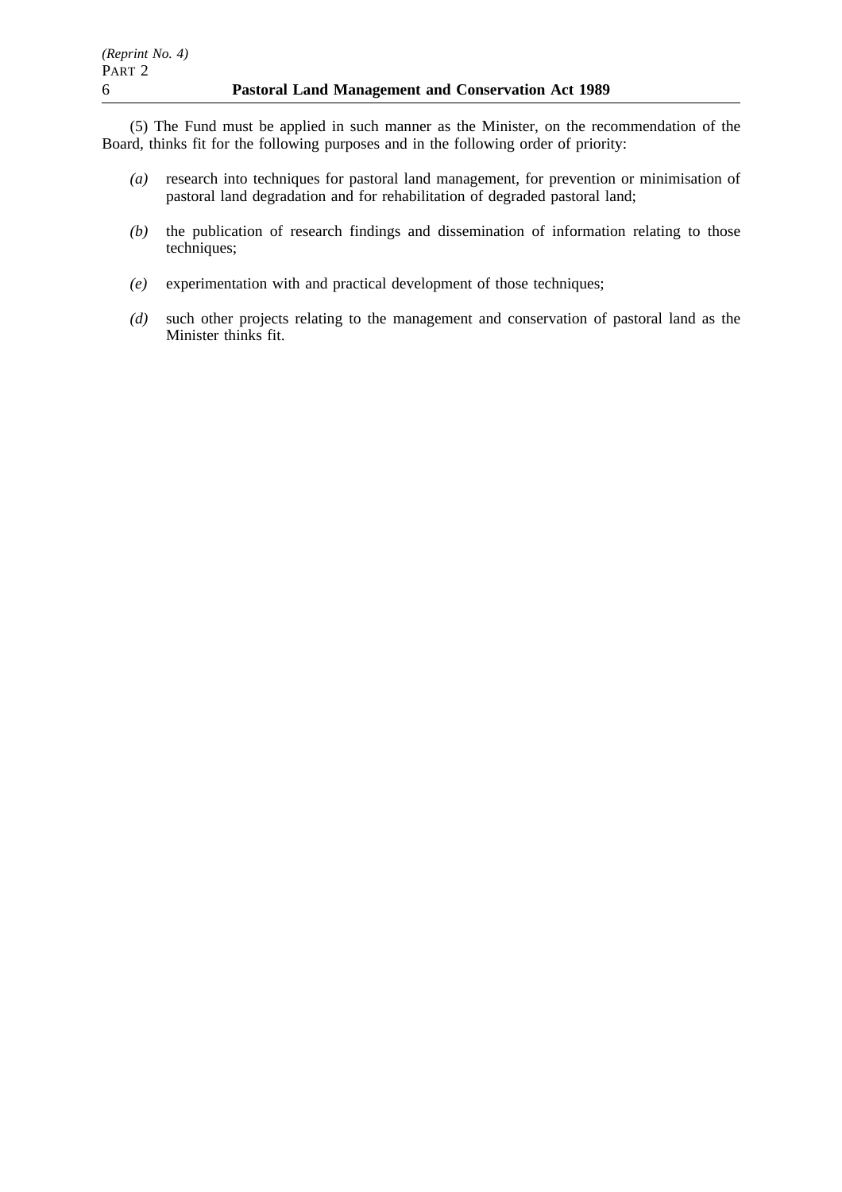(5) The Fund must be applied in such manner as the Minister, on the recommendation of the Board, thinks fit for the following purposes and in the following order of priority:

*(a)* research into techniques for pastoral land management, for prevention or minimisation of pastoral land degradation and for rehabilitation of degraded pastoral land;

*(b)* the publication of research findings and dissemination of information relating to those techniques;

*(e)* experimentation with and practical development of those techniques;

*(d)* such other projects relating to the management and conservation of pastoral land as the Minister thinks fit.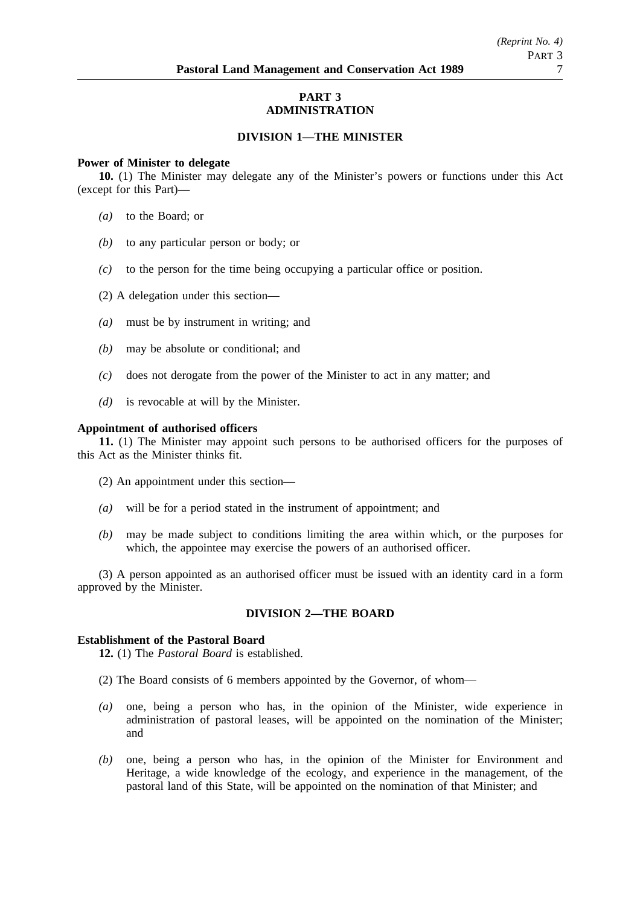## PART 3
## ADMINISTRATION

### DIVISION 1—THE MINISTER

**Power of Minister to delegate**

**10.** (1) The Minister may delegate any of the Minister's powers or functions under this Act (except for this Part)—

*(a)* to the Board; or

*(b)* to any particular person or body; or

*(c)* to the person for the time being occupying a particular office or position.

(2) A delegation under this section—

*(a)* must be by instrument in writing; and

*(b)* may be absolute or conditional; and

*(c)* does not derogate from the power of the Minister to act in any matter; and

*(d)* is revocable at will by the Minister.

**Appointment of authorised officers**

**11.** (1) The Minister may appoint such persons to be authorised officers for the purposes of this Act as the Minister thinks fit.

(2) An appointment under this section—

*(a)* will be for a period stated in the instrument of appointment; and

*(b)* may be made subject to conditions limiting the area within which, or the purposes for which, the appointee may exercise the powers of an authorised officer.

(3) A person appointed as an authorised officer must be issued with an identity card in a form approved by the Minister.

### DIVISION 2—THE BOARD

**Establishment of the Pastoral Board**

**12.** (1) The *Pastoral Board* is established.

(2) The Board consists of 6 members appointed by the Governor, of whom—

*(a)* one, being a person who has, in the opinion of the Minister, wide experience in administration of pastoral leases, will be appointed on the nomination of the Minister; and

*(b)* one, being a person who has, in the opinion of the Minister for Environment and Heritage, a wide knowledge of the ecology, and experience in the management, of the pastoral land of this State, will be appointed on the nomination of that Minister; and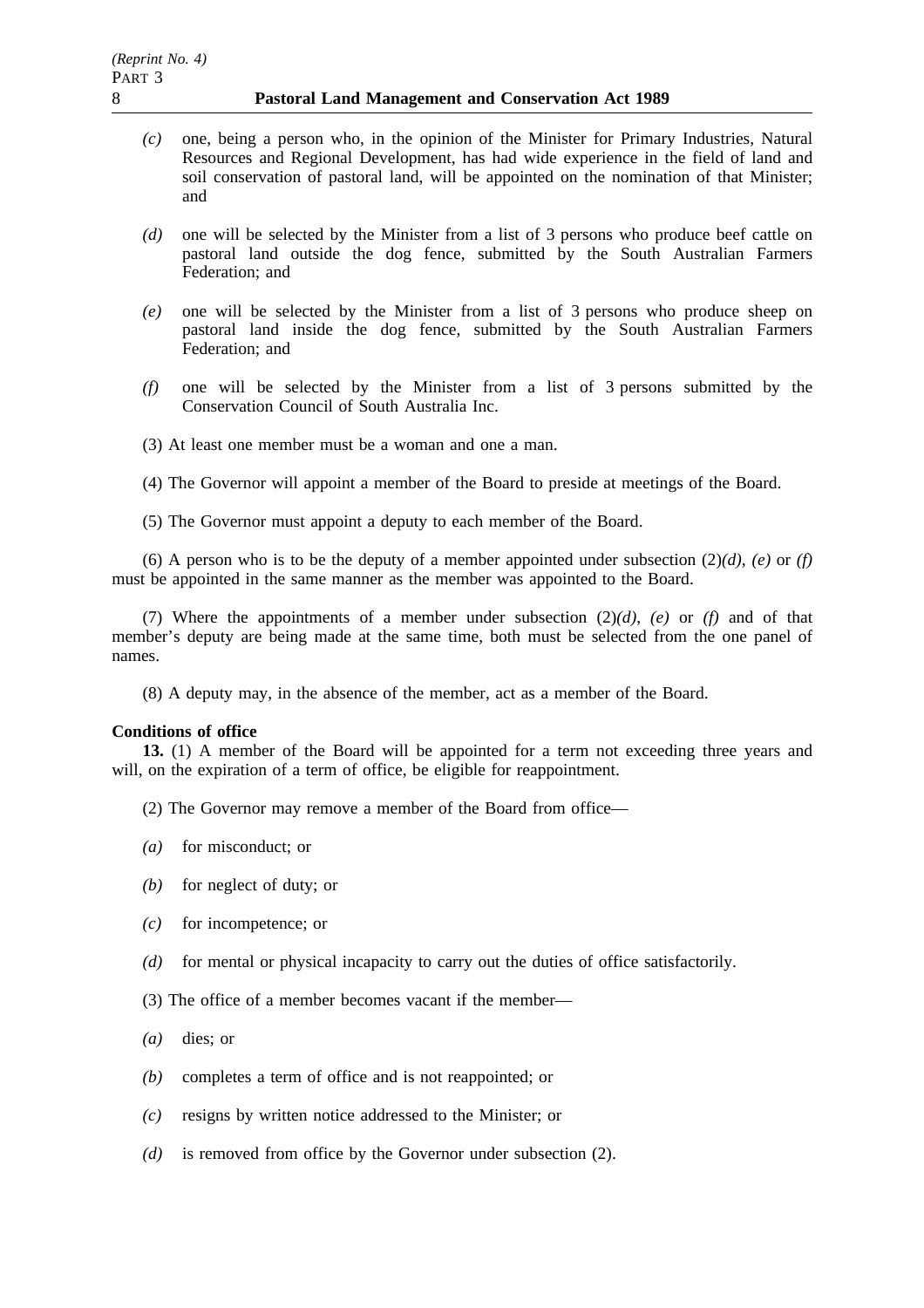*(c)* one, being a person who, in the opinion of the Minister for Primary Industries, Natural Resources and Regional Development, has had wide experience in the field of land and soil conservation of pastoral land, will be appointed on the nomination of that Minister; and

*(d)* one will be selected by the Minister from a list of 3 persons who produce beef cattle on pastoral land outside the dog fence, submitted by the South Australian Farmers Federation; and

*(e)* one will be selected by the Minister from a list of 3 persons who produce sheep on pastoral land inside the dog fence, submitted by the South Australian Farmers Federation; and

*(f)* one will be selected by the Minister from a list of 3 persons submitted by the Conservation Council of South Australia Inc.

(3) At least one member must be a woman and one a man.

(4) The Governor will appoint a member of the Board to preside at meetings of the Board.

(5) The Governor must appoint a deputy to each member of the Board.

(6) A person who is to be the deputy of a member appointed under subsection (2)*(d)*, *(e)* or *(f)* must be appointed in the same manner as the member was appointed to the Board.

(7) Where the appointments of a member under subsection (2)*(d)*, *(e)* or *(f)* and of that member's deputy are being made at the same time, both must be selected from the one panel of names.

(8) A deputy may, in the absence of the member, act as a member of the Board.

**Conditions of office**

**13.** (1) A member of the Board will be appointed for a term not exceeding three years and will, on the expiration of a term of office, be eligible for reappointment.

(2) The Governor may remove a member of the Board from office—

*(a)* for misconduct; or

*(b)* for neglect of duty; or

*(c)* for incompetence; or

*(d)* for mental or physical incapacity to carry out the duties of office satisfactorily.

(3) The office of a member becomes vacant if the member—

*(a)* dies; or

*(b)* completes a term of office and is not reappointed; or

*(c)* resigns by written notice addressed to the Minister; or

*(d)* is removed from office by the Governor under subsection (2).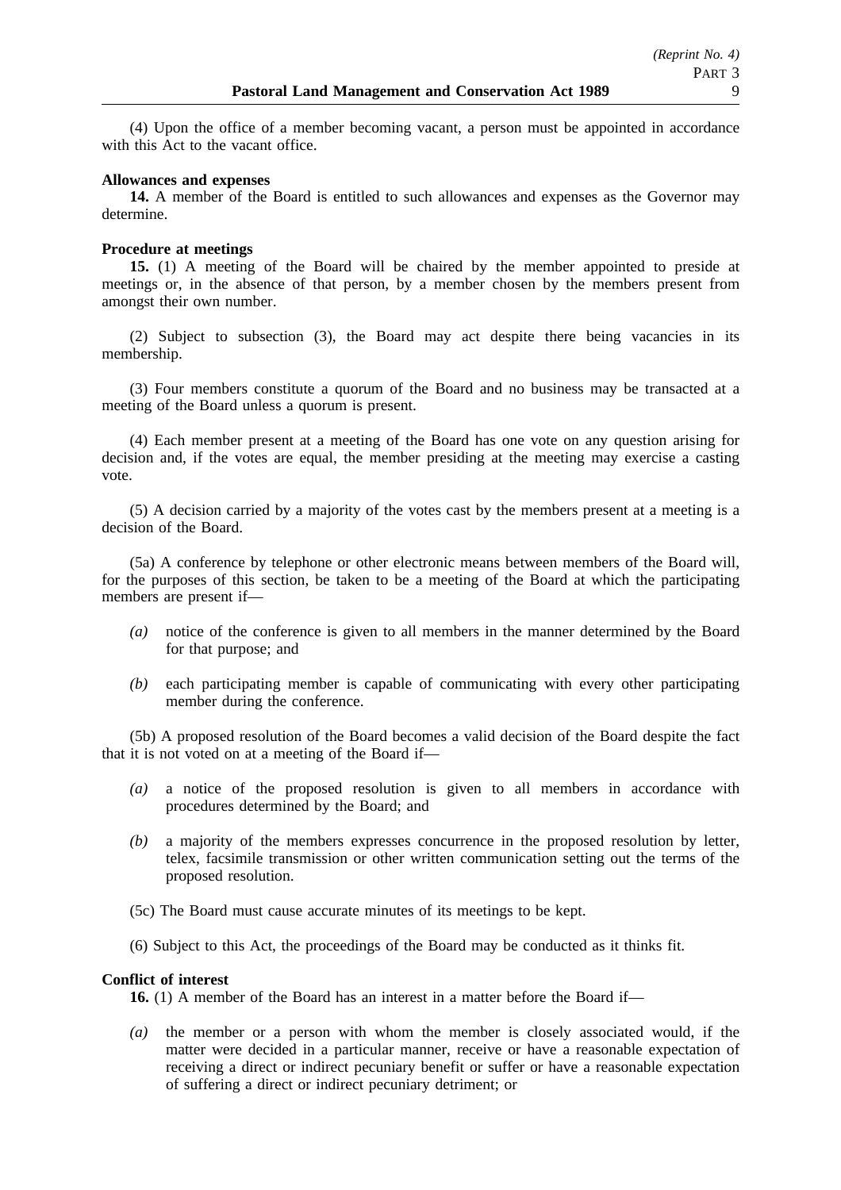(4) Upon the office of a member becoming vacant, a person must be appointed in accordance with this Act to the vacant office.

**Allowances and expenses**

**14.** A member of the Board is entitled to such allowances and expenses as the Governor may determine.

**Procedure at meetings**

**15.** (1) A meeting of the Board will be chaired by the member appointed to preside at meetings or, in the absence of that person, by a member chosen by the members present from amongst their own number.

(2) Subject to subsection (3), the Board may act despite there being vacancies in its membership.

(3) Four members constitute a quorum of the Board and no business may be transacted at a meeting of the Board unless a quorum is present.

(4) Each member present at a meeting of the Board has one vote on any question arising for decision and, if the votes are equal, the member presiding at the meeting may exercise a casting vote.

(5) A decision carried by a majority of the votes cast by the members present at a meeting is a decision of the Board.

(5a) A conference by telephone or other electronic means between members of the Board will, for the purposes of this section, be taken to be a meeting of the Board at which the participating members are present if—

*(a)* notice of the conference is given to all members in the manner determined by the Board for that purpose; and

*(b)* each participating member is capable of communicating with every other participating member during the conference.

(5b) A proposed resolution of the Board becomes a valid decision of the Board despite the fact that it is not voted on at a meeting of the Board if—

*(a)* a notice of the proposed resolution is given to all members in accordance with procedures determined by the Board; and

*(b)* a majority of the members expresses concurrence in the proposed resolution by letter, telex, facsimile transmission or other written communication setting out the terms of the proposed resolution.

(5c) The Board must cause accurate minutes of its meetings to be kept.

(6) Subject to this Act, the proceedings of the Board may be conducted as it thinks fit.

**Conflict of interest**

**16.** (1) A member of the Board has an interest in a matter before the Board if—

*(a)* the member or a person with whom the member is closely associated would, if the matter were decided in a particular manner, receive or have a reasonable expectation of receiving a direct or indirect pecuniary benefit or suffer or have a reasonable expectation of suffering a direct or indirect pecuniary detriment; or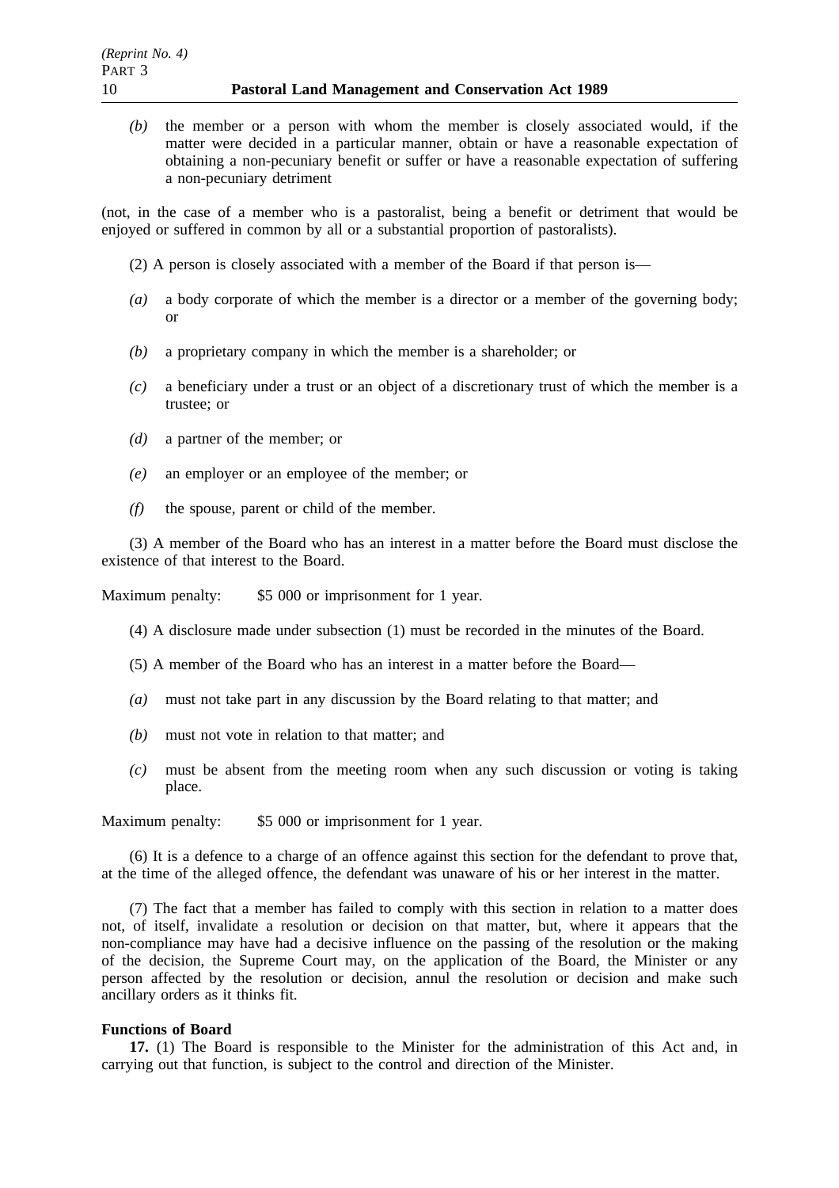*(b)* the member or a person with whom the member is closely associated would, if the matter were decided in a particular manner, obtain or have a reasonable expectation of obtaining a non-pecuniary benefit or suffer or have a reasonable expectation of suffering a non-pecuniary detriment

(not, in the case of a member who is a pastoralist, being a benefit or detriment that would be enjoyed or suffered in common by all or a substantial proportion of pastoralists).

(2) A person is closely associated with a member of the Board if that person is—

*(a)* a body corporate of which the member is a director or a member of the governing body; or

*(b)* a proprietary company in which the member is a shareholder; or

*(c)* a beneficiary under a trust or an object of a discretionary trust of which the member is a trustee; or

*(d)* a partner of the member; or

*(e)* an employer or an employee of the member; or

*(f)* the spouse, parent or child of the member.

(3) A member of the Board who has an interest in a matter before the Board must disclose the existence of that interest to the Board.

Maximum penalty: $5 000 or imprisonment for 1 year.

(4) A disclosure made under subsection (1) must be recorded in the minutes of the Board.

(5) A member of the Board who has an interest in a matter before the Board—

*(a)* must not take part in any discussion by the Board relating to that matter; and

*(b)* must not vote in relation to that matter; and

*(c)* must be absent from the meeting room when any such discussion or voting is taking place.

Maximum penalty: $5 000 or imprisonment for 1 year.

(6) It is a defence to a charge of an offence against this section for the defendant to prove that, at the time of the alleged offence, the defendant was unaware of his or her interest in the matter.

(7) The fact that a member has failed to comply with this section in relation to a matter does not, of itself, invalidate a resolution or decision on that matter, but, where it appears that the non-compliance may have had a decisive influence on the passing of the resolution or the making of the decision, the Supreme Court may, on the application of the Board, the Minister or any person affected by the resolution or decision, annul the resolution or decision and make such ancillary orders as it thinks fit.

**Functions of Board**

**17.** (1) The Board is responsible to the Minister for the administration of this Act and, in carrying out that function, is subject to the control and direction of the Minister.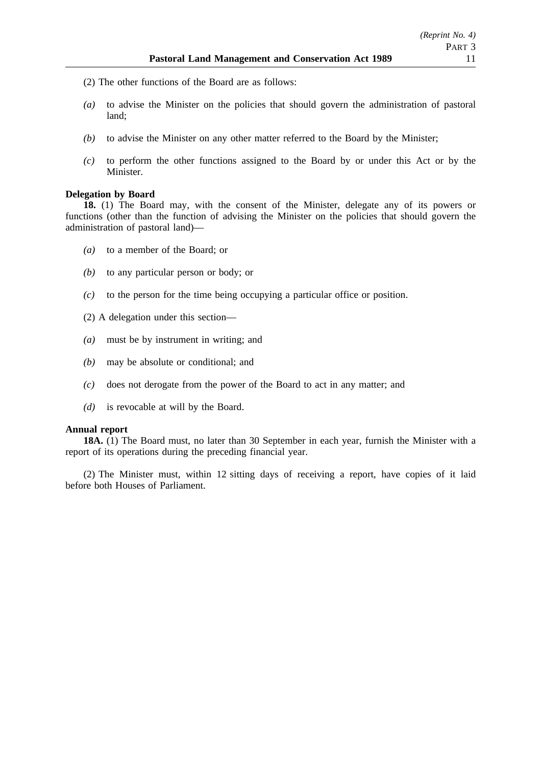(2) The other functions of the Board are as follows:

*(a)* to advise the Minister on the policies that should govern the administration of pastoral land;

*(b)* to advise the Minister on any other matter referred to the Board by the Minister;

*(c)* to perform the other functions assigned to the Board by or under this Act or by the Minister.

**Delegation by Board**

**18.** (1) The Board may, with the consent of the Minister, delegate any of its powers or functions (other than the function of advising the Minister on the policies that should govern the administration of pastoral land)—

*(a)* to a member of the Board; or

*(b)* to any particular person or body; or

*(c)* to the person for the time being occupying a particular office or position.

(2) A delegation under this section—

*(a)* must be by instrument in writing; and

*(b)* may be absolute or conditional; and

*(c)* does not derogate from the power of the Board to act in any matter; and

*(d)* is revocable at will by the Board.

**Annual report**

**18A.** (1) The Board must, no later than 30 September in each year, furnish the Minister with a report of its operations during the preceding financial year.

(2) The Minister must, within 12 sitting days of receiving a report, have copies of it laid before both Houses of Parliament.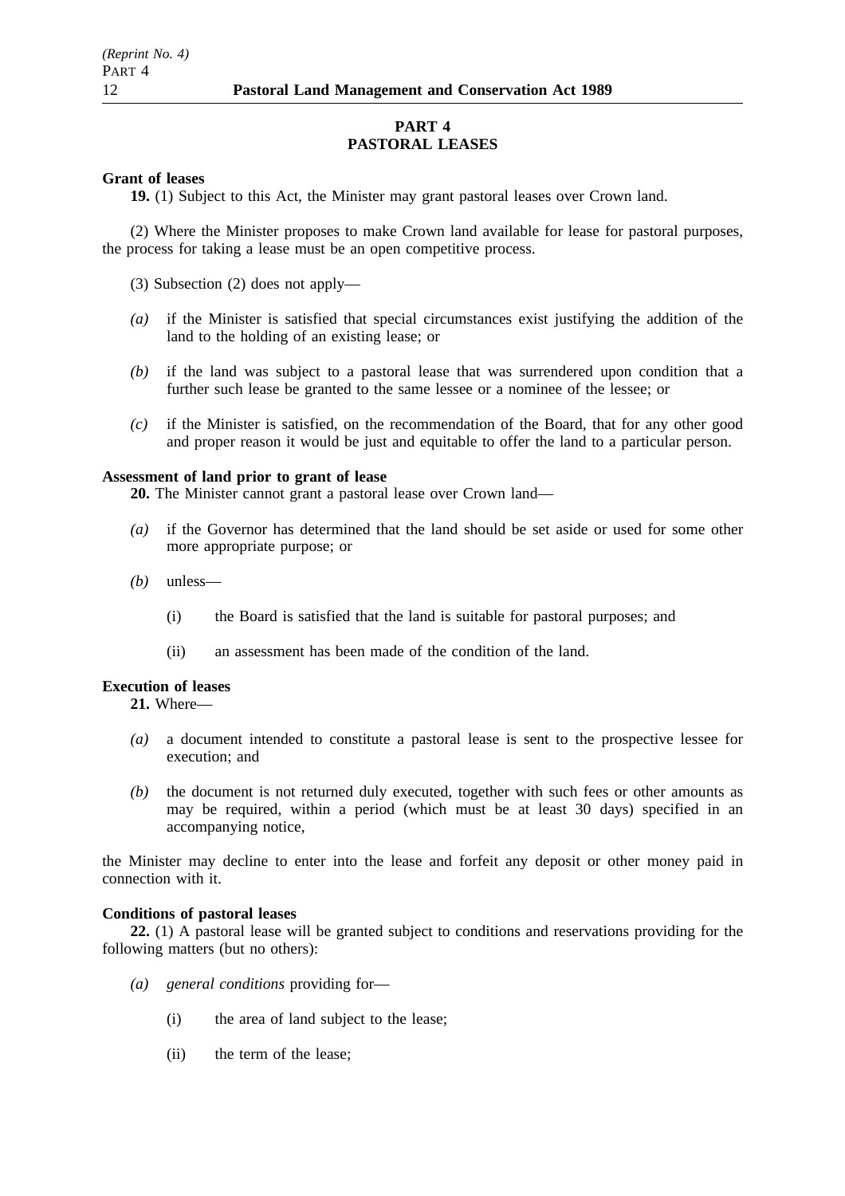## PART 4
## PASTORAL LEASES

**Grant of leases**

**19.** (1) Subject to this Act, the Minister may grant pastoral leases over Crown land.

(2) Where the Minister proposes to make Crown land available for lease for pastoral purposes, the process for taking a lease must be an open competitive process.

(3) Subsection (2) does not apply—

*(a)* if the Minister is satisfied that special circumstances exist justifying the addition of the land to the holding of an existing lease; or

*(b)* if the land was subject to a pastoral lease that was surrendered upon condition that a further such lease be granted to the same lessee or a nominee of the lessee; or

*(c)* if the Minister is satisfied, on the recommendation of the Board, that for any other good and proper reason it would be just and equitable to offer the land to a particular person.

**Assessment of land prior to grant of lease**

**20.** The Minister cannot grant a pastoral lease over Crown land—

*(a)* if the Governor has determined that the land should be set aside or used for some other more appropriate purpose; or

*(b)* unless—

(i) the Board is satisfied that the land is suitable for pastoral purposes; and

(ii) an assessment has been made of the condition of the land.

**Execution of leases**

**21.** Where—

*(a)* a document intended to constitute a pastoral lease is sent to the prospective lessee for execution; and

*(b)* the document is not returned duly executed, together with such fees or other amounts as may be required, within a period (which must be at least 30 days) specified in an accompanying notice,

the Minister may decline to enter into the lease and forfeit any deposit or other money paid in connection with it.

**Conditions of pastoral leases**

**22.** (1) A pastoral lease will be granted subject to conditions and reservations providing for the following matters (but no others):

*(a)* *general conditions* providing for—

(i) the area of land subject to the lease;

(ii) the term of the lease;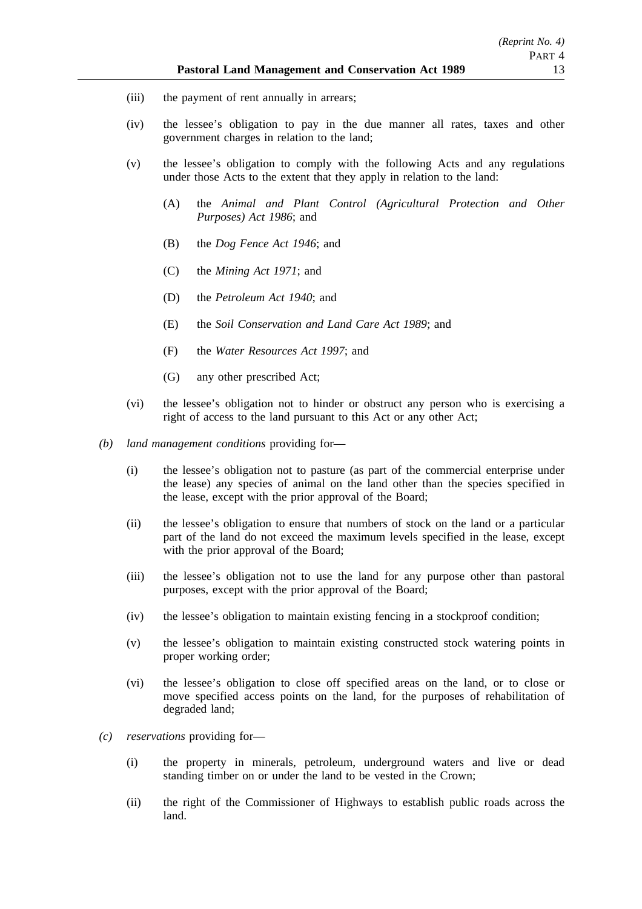(iii) the payment of rent annually in arrears;

(iv) the lessee's obligation to pay in the due manner all rates, taxes and other government charges in relation to the land;

(v) the lessee's obligation to comply with the following Acts and any regulations under those Acts to the extent that they apply in relation to the land:

(A) the *Animal and Plant Control (Agricultural Protection and Other Purposes) Act 1986*; and

(B) the *Dog Fence Act 1946*; and

(C) the *Mining Act 1971*; and

(D) the *Petroleum Act 1940*; and

(E) the *Soil Conservation and Land Care Act 1989*; and

(F) the *Water Resources Act 1997*; and

(G) any other prescribed Act;

(vi) the lessee's obligation not to hinder or obstruct any person who is exercising a right of access to the land pursuant to this Act or any other Act;

*(b)* *land management conditions* providing for—

(i) the lessee's obligation not to pasture (as part of the commercial enterprise under the lease) any species of animal on the land other than the species specified in the lease, except with the prior approval of the Board;

(ii) the lessee's obligation to ensure that numbers of stock on the land or a particular part of the land do not exceed the maximum levels specified in the lease, except with the prior approval of the Board;

(iii) the lessee's obligation not to use the land for any purpose other than pastoral purposes, except with the prior approval of the Board;

(iv) the lessee's obligation to maintain existing fencing in a stockproof condition;

(v) the lessee's obligation to maintain existing constructed stock watering points in proper working order;

(vi) the lessee's obligation to close off specified areas on the land, or to close or move specified access points on the land, for the purposes of rehabilitation of degraded land;

*(c)* *reservations* providing for—

(i) the property in minerals, petroleum, underground waters and live or dead standing timber on or under the land to be vested in the Crown;

(ii) the right of the Commissioner of Highways to establish public roads across the land.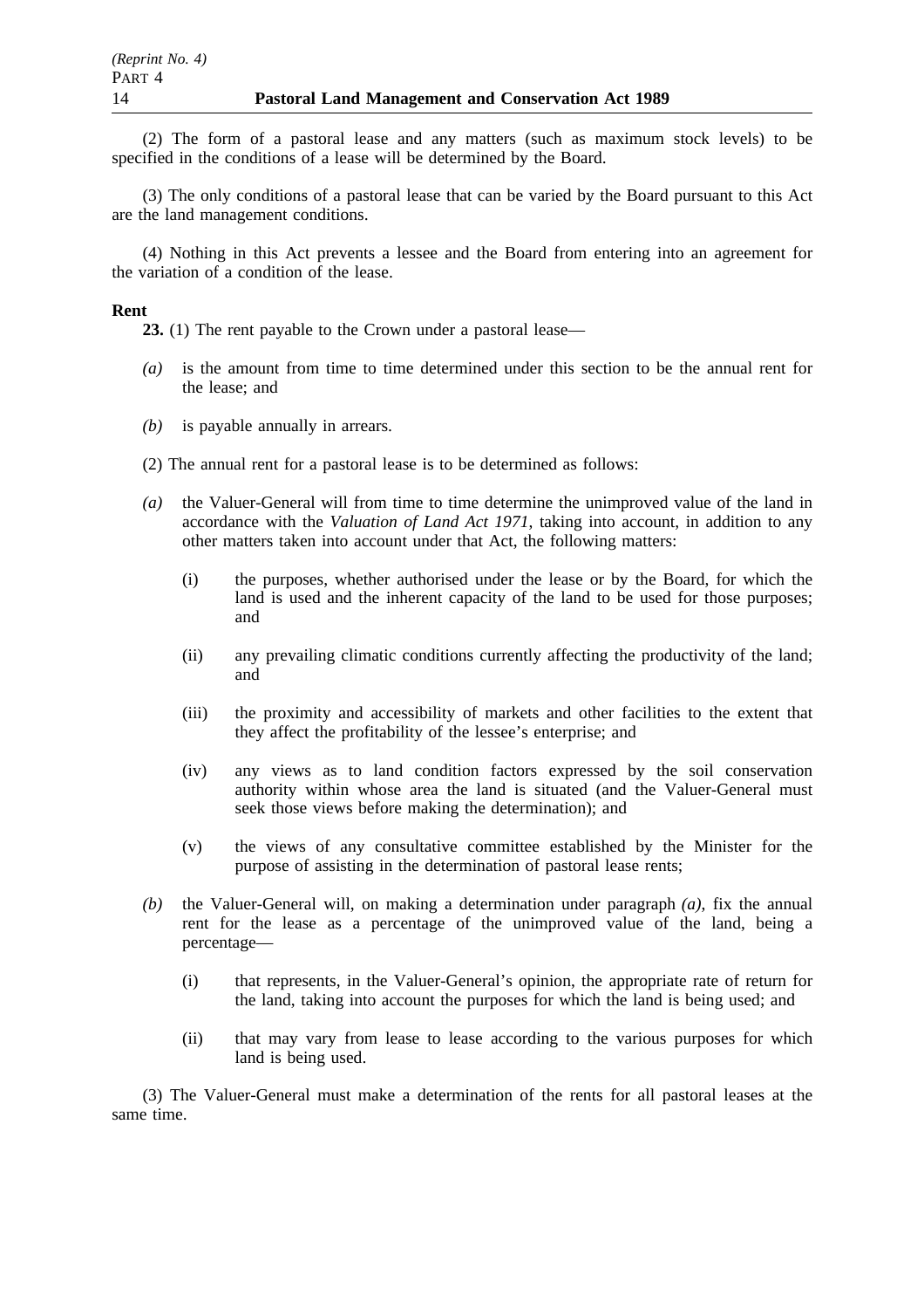(2) The form of a pastoral lease and any matters (such as maximum stock levels) to be specified in the conditions of a lease will be determined by the Board.

(3) The only conditions of a pastoral lease that can be varied by the Board pursuant to this Act are the land management conditions.

(4) Nothing in this Act prevents a lessee and the Board from entering into an agreement for the variation of a condition of the lease.

**Rent**

**23.** (1) The rent payable to the Crown under a pastoral lease—

*(a)* is the amount from time to time determined under this section to be the annual rent for the lease; and

*(b)* is payable annually in arrears.

(2) The annual rent for a pastoral lease is to be determined as follows:

*(a)* the Valuer-General will from time to time determine the unimproved value of the land in accordance with the *Valuation of Land Act 1971*, taking into account, in addition to any other matters taken into account under that Act, the following matters:

  (i) the purposes, whether authorised under the lease or by the Board, for which the land is used and the inherent capacity of the land to be used for those purposes; and

  (ii) any prevailing climatic conditions currently affecting the productivity of the land; and

  (iii) the proximity and accessibility of markets and other facilities to the extent that they affect the profitability of the lessee's enterprise; and

  (iv) any views as to land condition factors expressed by the soil conservation authority within whose area the land is situated (and the Valuer-General must seek those views before making the determination); and

  (v) the views of any consultative committee established by the Minister for the purpose of assisting in the determination of pastoral lease rents;

*(b)* the Valuer-General will, on making a determination under paragraph *(a)*, fix the annual rent for the lease as a percentage of the unimproved value of the land, being a percentage—

  (i) that represents, in the Valuer-General's opinion, the appropriate rate of return for the land, taking into account the purposes for which the land is being used; and

  (ii) that may vary from lease to lease according to the various purposes for which land is being used.

(3) The Valuer-General must make a determination of the rents for all pastoral leases at the same time.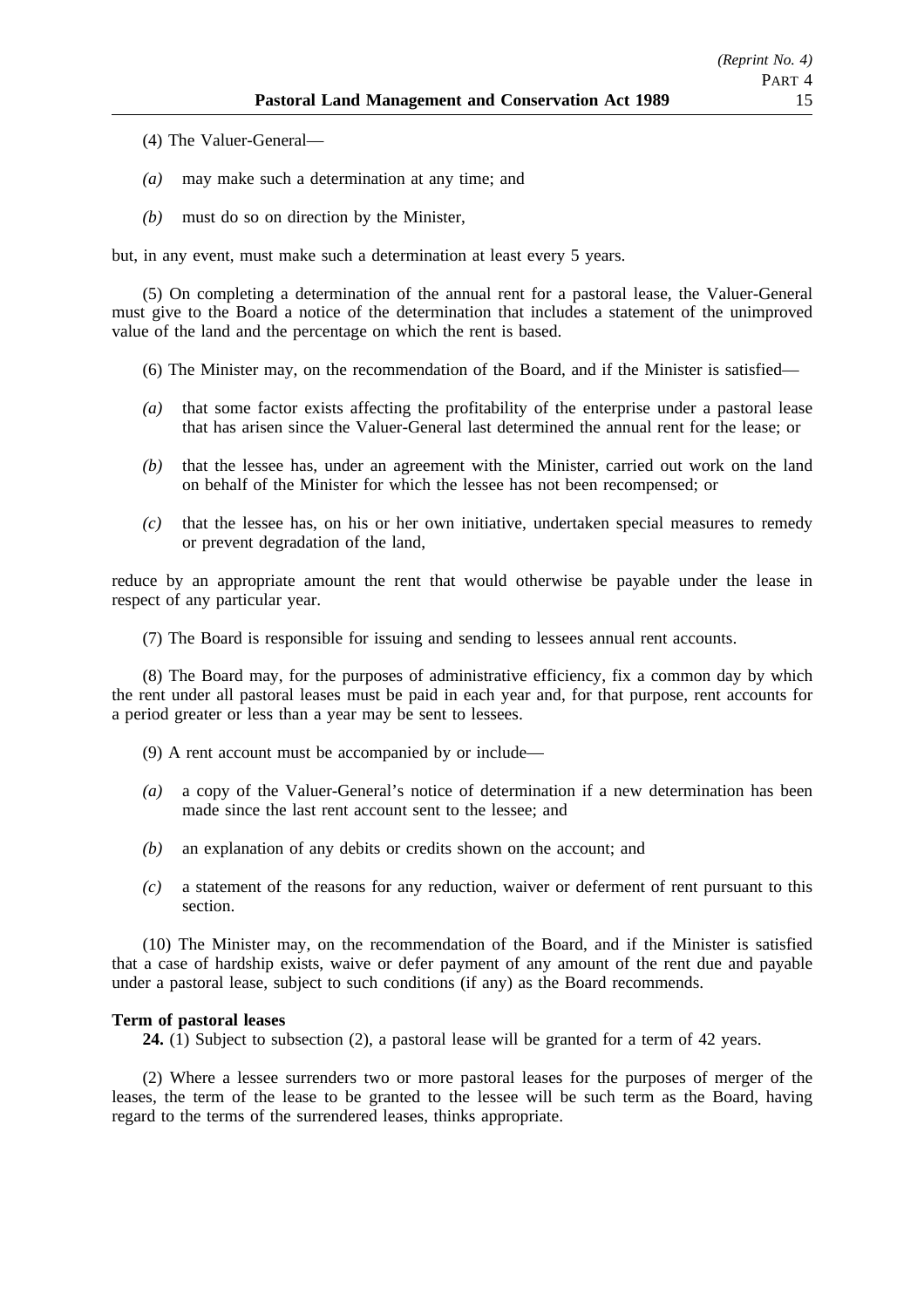(4) The Valuer-General—

*(a)* may make such a determination at any time; and

*(b)* must do so on direction by the Minister,

but, in any event, must make such a determination at least every 5 years.

(5) On completing a determination of the annual rent for a pastoral lease, the Valuer-General must give to the Board a notice of the determination that includes a statement of the unimproved value of the land and the percentage on which the rent is based.

(6) The Minister may, on the recommendation of the Board, and if the Minister is satisfied—

*(a)* that some factor exists affecting the profitability of the enterprise under a pastoral lease that has arisen since the Valuer-General last determined the annual rent for the lease; or

*(b)* that the lessee has, under an agreement with the Minister, carried out work on the land on behalf of the Minister for which the lessee has not been recompensed; or

*(c)* that the lessee has, on his or her own initiative, undertaken special measures to remedy or prevent degradation of the land,

reduce by an appropriate amount the rent that would otherwise be payable under the lease in respect of any particular year.

(7) The Board is responsible for issuing and sending to lessees annual rent accounts.

(8) The Board may, for the purposes of administrative efficiency, fix a common day by which the rent under all pastoral leases must be paid in each year and, for that purpose, rent accounts for a period greater or less than a year may be sent to lessees.

(9) A rent account must be accompanied by or include—

*(a)* a copy of the Valuer-General's notice of determination if a new determination has been made since the last rent account sent to the lessee; and

*(b)* an explanation of any debits or credits shown on the account; and

*(c)* a statement of the reasons for any reduction, waiver or deferment of rent pursuant to this section.

(10) The Minister may, on the recommendation of the Board, and if the Minister is satisfied that a case of hardship exists, waive or defer payment of any amount of the rent due and payable under a pastoral lease, subject to such conditions (if any) as the Board recommends.

**Term of pastoral leases**

**24.** (1) Subject to subsection (2), a pastoral lease will be granted for a term of 42 years.

(2) Where a lessee surrenders two or more pastoral leases for the purposes of merger of the leases, the term of the lease to be granted to the lessee will be such term as the Board, having regard to the terms of the surrendered leases, thinks appropriate.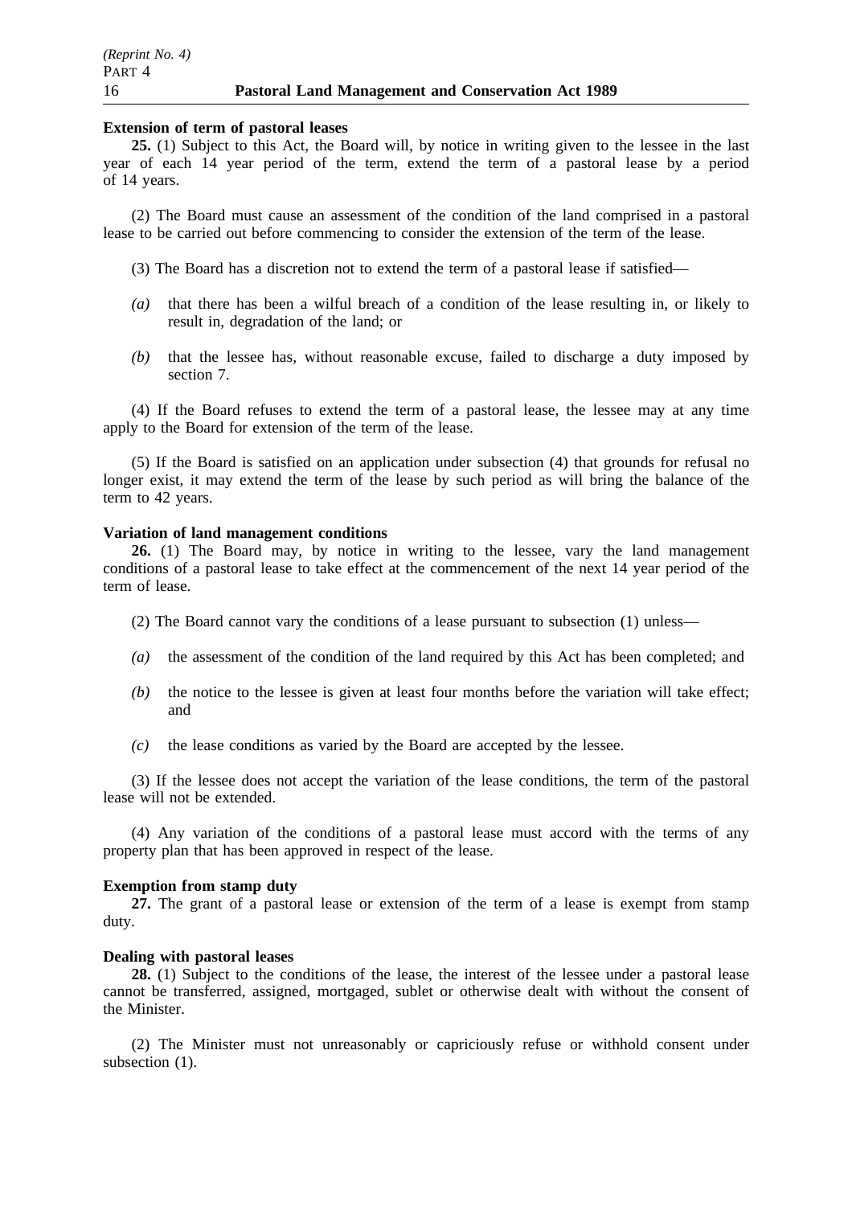**Extension of term of pastoral leases**

**25.** (1) Subject to this Act, the Board will, by notice in writing given to the lessee in the last year of each 14 year period of the term, extend the term of a pastoral lease by a period of 14 years.

(2) The Board must cause an assessment of the condition of the land comprised in a pastoral lease to be carried out before commencing to consider the extension of the term of the lease.

(3) The Board has a discretion not to extend the term of a pastoral lease if satisfied—

*(a)* that there has been a wilful breach of a condition of the lease resulting in, or likely to result in, degradation of the land; or

*(b)* that the lessee has, without reasonable excuse, failed to discharge a duty imposed by section 7.

(4) If the Board refuses to extend the term of a pastoral lease, the lessee may at any time apply to the Board for extension of the term of the lease.

(5) If the Board is satisfied on an application under subsection (4) that grounds for refusal no longer exist, it may extend the term of the lease by such period as will bring the balance of the term to 42 years.

**Variation of land management conditions**

**26.** (1) The Board may, by notice in writing to the lessee, vary the land management conditions of a pastoral lease to take effect at the commencement of the next 14 year period of the term of lease.

(2) The Board cannot vary the conditions of a lease pursuant to subsection (1) unless—

*(a)* the assessment of the condition of the land required by this Act has been completed; and

*(b)* the notice to the lessee is given at least four months before the variation will take effect; and

*(c)* the lease conditions as varied by the Board are accepted by the lessee.

(3) If the lessee does not accept the variation of the lease conditions, the term of the pastoral lease will not be extended.

(4) Any variation of the conditions of a pastoral lease must accord with the terms of any property plan that has been approved in respect of the lease.

**Exemption from stamp duty**

**27.** The grant of a pastoral lease or extension of the term of a lease is exempt from stamp duty.

**Dealing with pastoral leases**

**28.** (1) Subject to the conditions of the lease, the interest of the lessee under a pastoral lease cannot be transferred, assigned, mortgaged, sublet or otherwise dealt with without the consent of the Minister.

(2) The Minister must not unreasonably or capriciously refuse or withhold consent under subsection (1).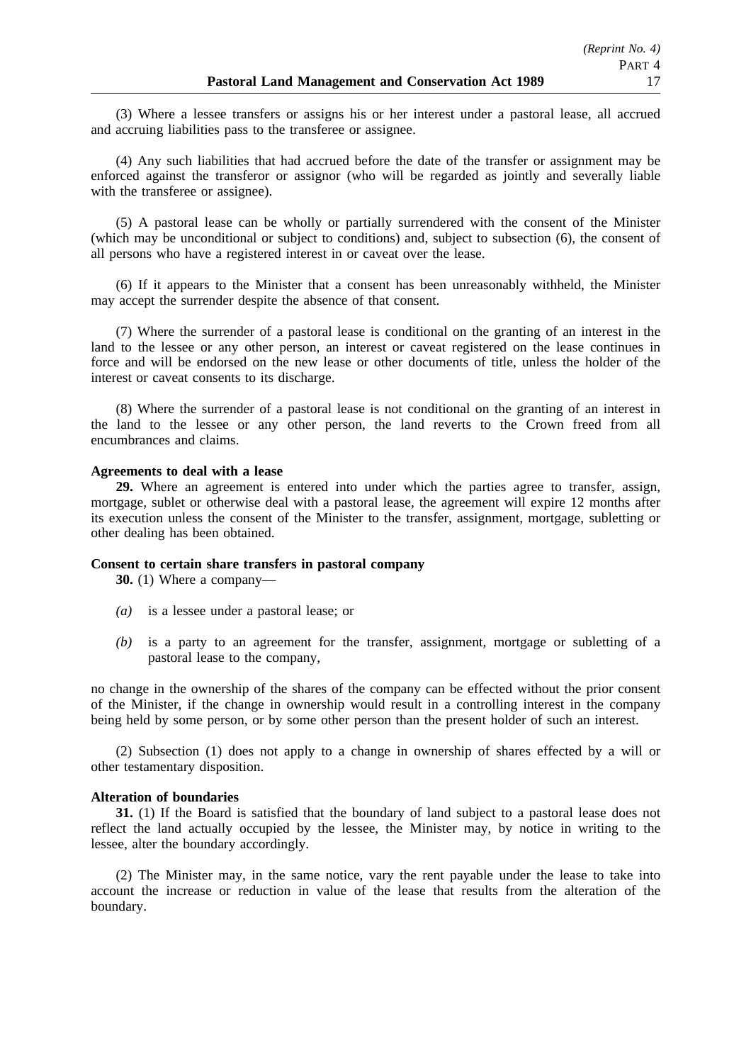(3) Where a lessee transfers or assigns his or her interest under a pastoral lease, all accrued and accruing liabilities pass to the transferee or assignee.

(4) Any such liabilities that had accrued before the date of the transfer or assignment may be enforced against the transferor or assignor (who will be regarded as jointly and severally liable with the transferee or assignee).

(5) A pastoral lease can be wholly or partially surrendered with the consent of the Minister (which may be unconditional or subject to conditions) and, subject to subsection (6), the consent of all persons who have a registered interest in or caveat over the lease.

(6) If it appears to the Minister that a consent has been unreasonably withheld, the Minister may accept the surrender despite the absence of that consent.

(7) Where the surrender of a pastoral lease is conditional on the granting of an interest in the land to the lessee or any other person, an interest or caveat registered on the lease continues in force and will be endorsed on the new lease or other documents of title, unless the holder of the interest or caveat consents to its discharge.

(8) Where the surrender of a pastoral lease is not conditional on the granting of an interest in the land to the lessee or any other person, the land reverts to the Crown freed from all encumbrances and claims.

**Agreements to deal with a lease**

**29.** Where an agreement is entered into under which the parties agree to transfer, assign, mortgage, sublet or otherwise deal with a pastoral lease, the agreement will expire 12 months after its execution unless the consent of the Minister to the transfer, assignment, mortgage, subletting or other dealing has been obtained.

**Consent to certain share transfers in pastoral company**

**30.** (1) Where a company—

*(a)* is a lessee under a pastoral lease; or

*(b)* is a party to an agreement for the transfer, assignment, mortgage or subletting of a pastoral lease to the company,

no change in the ownership of the shares of the company can be effected without the prior consent of the Minister, if the change in ownership would result in a controlling interest in the company being held by some person, or by some other person than the present holder of such an interest.

(2) Subsection (1) does not apply to a change in ownership of shares effected by a will or other testamentary disposition.

**Alteration of boundaries**

**31.** (1) If the Board is satisfied that the boundary of land subject to a pastoral lease does not reflect the land actually occupied by the lessee, the Minister may, by notice in writing to the lessee, alter the boundary accordingly.

(2) The Minister may, in the same notice, vary the rent payable under the lease to take into account the increase or reduction in value of the lease that results from the alteration of the boundary.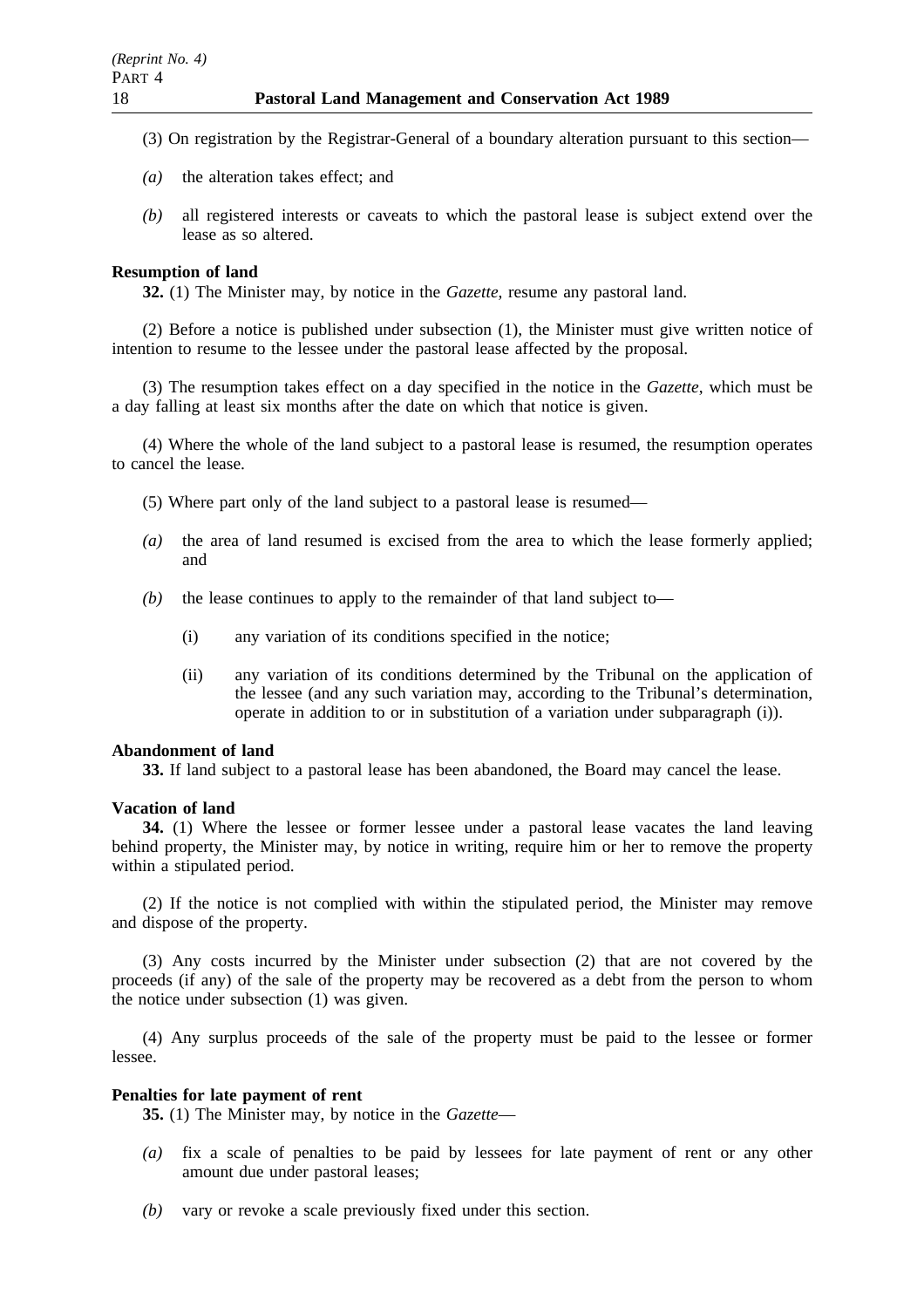(3) On registration by the Registrar-General of a boundary alteration pursuant to this section—

*(a)* the alteration takes effect; and

*(b)* all registered interests or caveats to which the pastoral lease is subject extend over the lease as so altered.

**Resumption of land**

**32.** (1) The Minister may, by notice in the *Gazette*, resume any pastoral land.

(2) Before a notice is published under subsection (1), the Minister must give written notice of intention to resume to the lessee under the pastoral lease affected by the proposal.

(3) The resumption takes effect on a day specified in the notice in the *Gazette*, which must be a day falling at least six months after the date on which that notice is given.

(4) Where the whole of the land subject to a pastoral lease is resumed, the resumption operates to cancel the lease.

(5) Where part only of the land subject to a pastoral lease is resumed—

*(a)* the area of land resumed is excised from the area to which the lease formerly applied; and

*(b)* the lease continues to apply to the remainder of that land subject to—

(i) any variation of its conditions specified in the notice;

(ii) any variation of its conditions determined by the Tribunal on the application of the lessee (and any such variation may, according to the Tribunal's determination, operate in addition to or in substitution of a variation under subparagraph (i)).

**Abandonment of land**

**33.** If land subject to a pastoral lease has been abandoned, the Board may cancel the lease.

**Vacation of land**

**34.** (1) Where the lessee or former lessee under a pastoral lease vacates the land leaving behind property, the Minister may, by notice in writing, require him or her to remove the property within a stipulated period.

(2) If the notice is not complied with within the stipulated period, the Minister may remove and dispose of the property.

(3) Any costs incurred by the Minister under subsection (2) that are not covered by the proceeds (if any) of the sale of the property may be recovered as a debt from the person to whom the notice under subsection (1) was given.

(4) Any surplus proceeds of the sale of the property must be paid to the lessee or former lessee.

**Penalties for late payment of rent**

**35.** (1) The Minister may, by notice in the *Gazette*—

*(a)* fix a scale of penalties to be paid by lessees for late payment of rent or any other amount due under pastoral leases;

*(b)* vary or revoke a scale previously fixed under this section.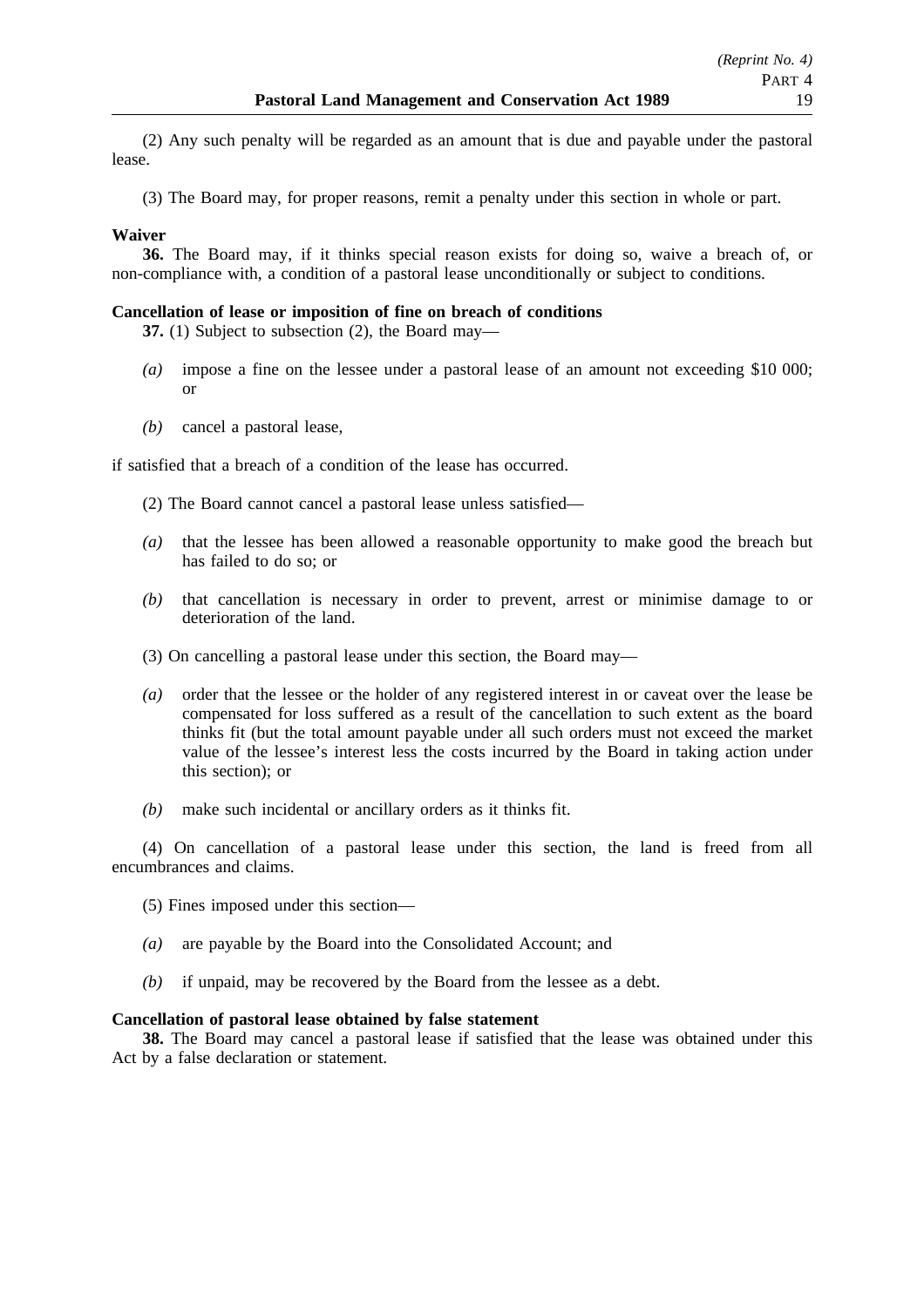(2) Any such penalty will be regarded as an amount that is due and payable under the pastoral lease.

(3) The Board may, for proper reasons, remit a penalty under this section in whole or part.

**Waiver**

**36.** The Board may, if it thinks special reason exists for doing so, waive a breach of, or non-compliance with, a condition of a pastoral lease unconditionally or subject to conditions.

**Cancellation of lease or imposition of fine on breach of conditions**

**37.** (1) Subject to subsection (2), the Board may—

*(a)* impose a fine on the lessee under a pastoral lease of an amount not exceeding $10 000; or

*(b)* cancel a pastoral lease,

if satisfied that a breach of a condition of the lease has occurred.

(2) The Board cannot cancel a pastoral lease unless satisfied—

*(a)* that the lessee has been allowed a reasonable opportunity to make good the breach but has failed to do so; or

*(b)* that cancellation is necessary in order to prevent, arrest or minimise damage to or deterioration of the land.

(3) On cancelling a pastoral lease under this section, the Board may—

*(a)* order that the lessee or the holder of any registered interest in or caveat over the lease be compensated for loss suffered as a result of the cancellation to such extent as the board thinks fit (but the total amount payable under all such orders must not exceed the market value of the lessee's interest less the costs incurred by the Board in taking action under this section); or

*(b)* make such incidental or ancillary orders as it thinks fit.

(4) On cancellation of a pastoral lease under this section, the land is freed from all encumbrances and claims.

(5) Fines imposed under this section—

*(a)* are payable by the Board into the Consolidated Account; and

*(b)* if unpaid, may be recovered by the Board from the lessee as a debt.

**Cancellation of pastoral lease obtained by false statement**

**38.** The Board may cancel a pastoral lease if satisfied that the lease was obtained under this Act by a false declaration or statement.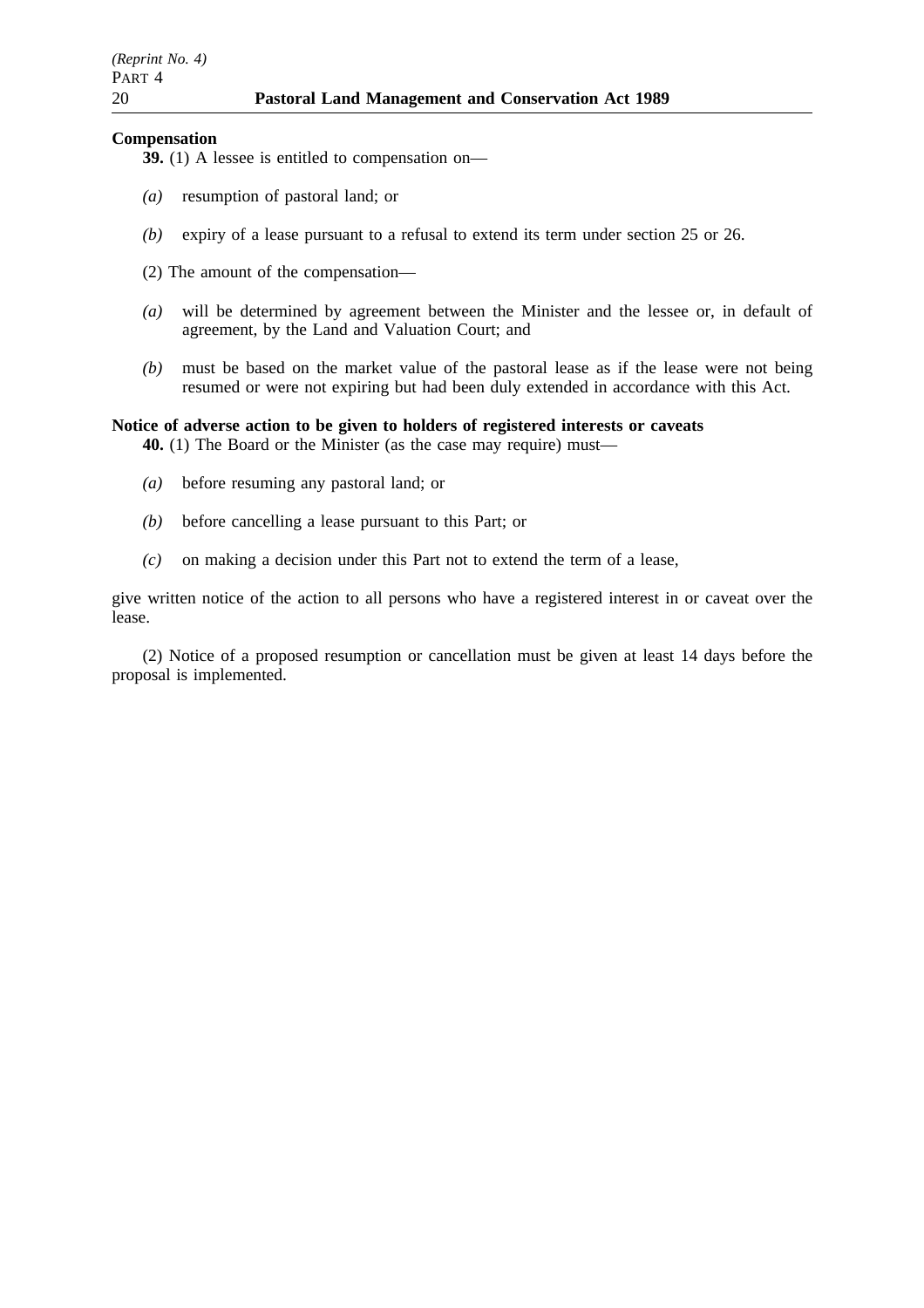**Compensation**

**39.** (1) A lessee is entitled to compensation on—

*(a)* resumption of pastoral land; or

*(b)* expiry of a lease pursuant to a refusal to extend its term under section 25 or 26.

(2) The amount of the compensation—

*(a)* will be determined by agreement between the Minister and the lessee or, in default of agreement, by the Land and Valuation Court; and

*(b)* must be based on the market value of the pastoral lease as if the lease were not being resumed or were not expiring but had been duly extended in accordance with this Act.

**Notice of adverse action to be given to holders of registered interests or caveats**

**40.** (1) The Board or the Minister (as the case may require) must—

*(a)* before resuming any pastoral land; or

*(b)* before cancelling a lease pursuant to this Part; or

*(c)* on making a decision under this Part not to extend the term of a lease,

give written notice of the action to all persons who have a registered interest in or caveat over the lease.

(2) Notice of a proposed resumption or cancellation must be given at least 14 days before the proposal is implemented.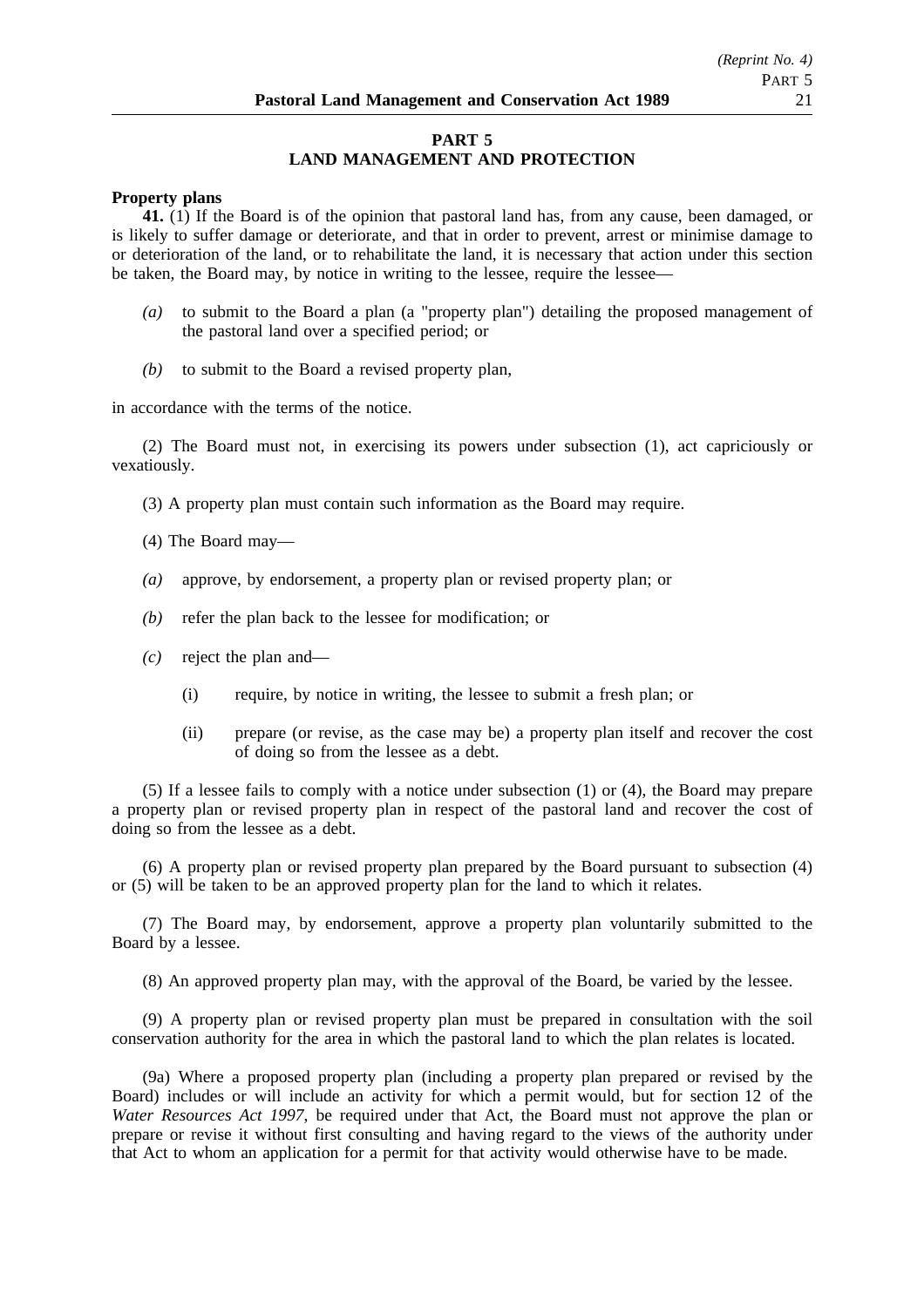## PART 5
## LAND MANAGEMENT AND PROTECTION

**Property plans**

**41.** (1) If the Board is of the opinion that pastoral land has, from any cause, been damaged, or is likely to suffer damage or deteriorate, and that in order to prevent, arrest or minimise damage to or deterioration of the land, or to rehabilitate the land, it is necessary that action under this section be taken, the Board may, by notice in writing to the lessee, require the lessee—

*(a)* to submit to the Board a plan (a "property plan") detailing the proposed management of the pastoral land over a specified period; or

*(b)* to submit to the Board a revised property plan,

in accordance with the terms of the notice.

(2) The Board must not, in exercising its powers under subsection (1), act capriciously or vexatiously.

(3) A property plan must contain such information as the Board may require.

(4) The Board may—

*(a)* approve, by endorsement, a property plan or revised property plan; or

*(b)* refer the plan back to the lessee for modification; or

*(c)* reject the plan and—

(i) require, by notice in writing, the lessee to submit a fresh plan; or

(ii) prepare (or revise, as the case may be) a property plan itself and recover the cost of doing so from the lessee as a debt.

(5) If a lessee fails to comply with a notice under subsection (1) or (4), the Board may prepare a property plan or revised property plan in respect of the pastoral land and recover the cost of doing so from the lessee as a debt.

(6) A property plan or revised property plan prepared by the Board pursuant to subsection (4) or (5) will be taken to be an approved property plan for the land to which it relates.

(7) The Board may, by endorsement, approve a property plan voluntarily submitted to the Board by a lessee.

(8) An approved property plan may, with the approval of the Board, be varied by the lessee.

(9) A property plan or revised property plan must be prepared in consultation with the soil conservation authority for the area in which the pastoral land to which the plan relates is located.

(9a) Where a proposed property plan (including a property plan prepared or revised by the Board) includes or will include an activity for which a permit would, but for section 12 of the *Water Resources Act 1997*, be required under that Act, the Board must not approve the plan or prepare or revise it without first consulting and having regard to the views of the authority under that Act to whom an application for a permit for that activity would otherwise have to be made.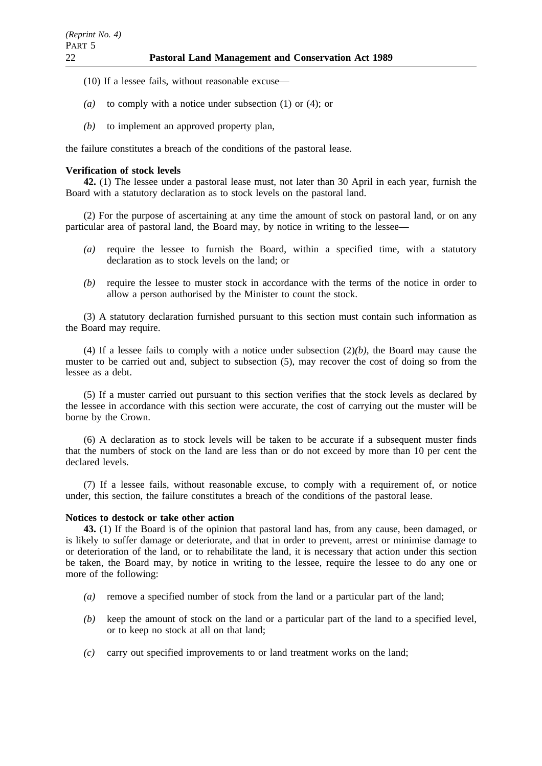(10) If a lessee fails, without reasonable excuse—

*(a)* to comply with a notice under subsection (1) or (4); or

*(b)* to implement an approved property plan,

the failure constitutes a breach of the conditions of the pastoral lease.

**Verification of stock levels**

**42.** (1) The lessee under a pastoral lease must, not later than 30 April in each year, furnish the Board with a statutory declaration as to stock levels on the pastoral land.

(2) For the purpose of ascertaining at any time the amount of stock on pastoral land, or on any particular area of pastoral land, the Board may, by notice in writing to the lessee—

*(a)* require the lessee to furnish the Board, within a specified time, with a statutory declaration as to stock levels on the land; or

*(b)* require the lessee to muster stock in accordance with the terms of the notice in order to allow a person authorised by the Minister to count the stock.

(3) A statutory declaration furnished pursuant to this section must contain such information as the Board may require.

(4) If a lessee fails to comply with a notice under subsection (2)*(b)*, the Board may cause the muster to be carried out and, subject to subsection (5), may recover the cost of doing so from the lessee as a debt.

(5) If a muster carried out pursuant to this section verifies that the stock levels as declared by the lessee in accordance with this section were accurate, the cost of carrying out the muster will be borne by the Crown.

(6) A declaration as to stock levels will be taken to be accurate if a subsequent muster finds that the numbers of stock on the land are less than or do not exceed by more than 10 per cent the declared levels.

(7) If a lessee fails, without reasonable excuse, to comply with a requirement of, or notice under, this section, the failure constitutes a breach of the conditions of the pastoral lease.

**Notices to destock or take other action**

**43.** (1) If the Board is of the opinion that pastoral land has, from any cause, been damaged, or is likely to suffer damage or deteriorate, and that in order to prevent, arrest or minimise damage to or deterioration of the land, or to rehabilitate the land, it is necessary that action under this section be taken, the Board may, by notice in writing to the lessee, require the lessee to do any one or more of the following:

*(a)* remove a specified number of stock from the land or a particular part of the land;

*(b)* keep the amount of stock on the land or a particular part of the land to a specified level, or to keep no stock at all on that land;

*(c)* carry out specified improvements to or land treatment works on the land;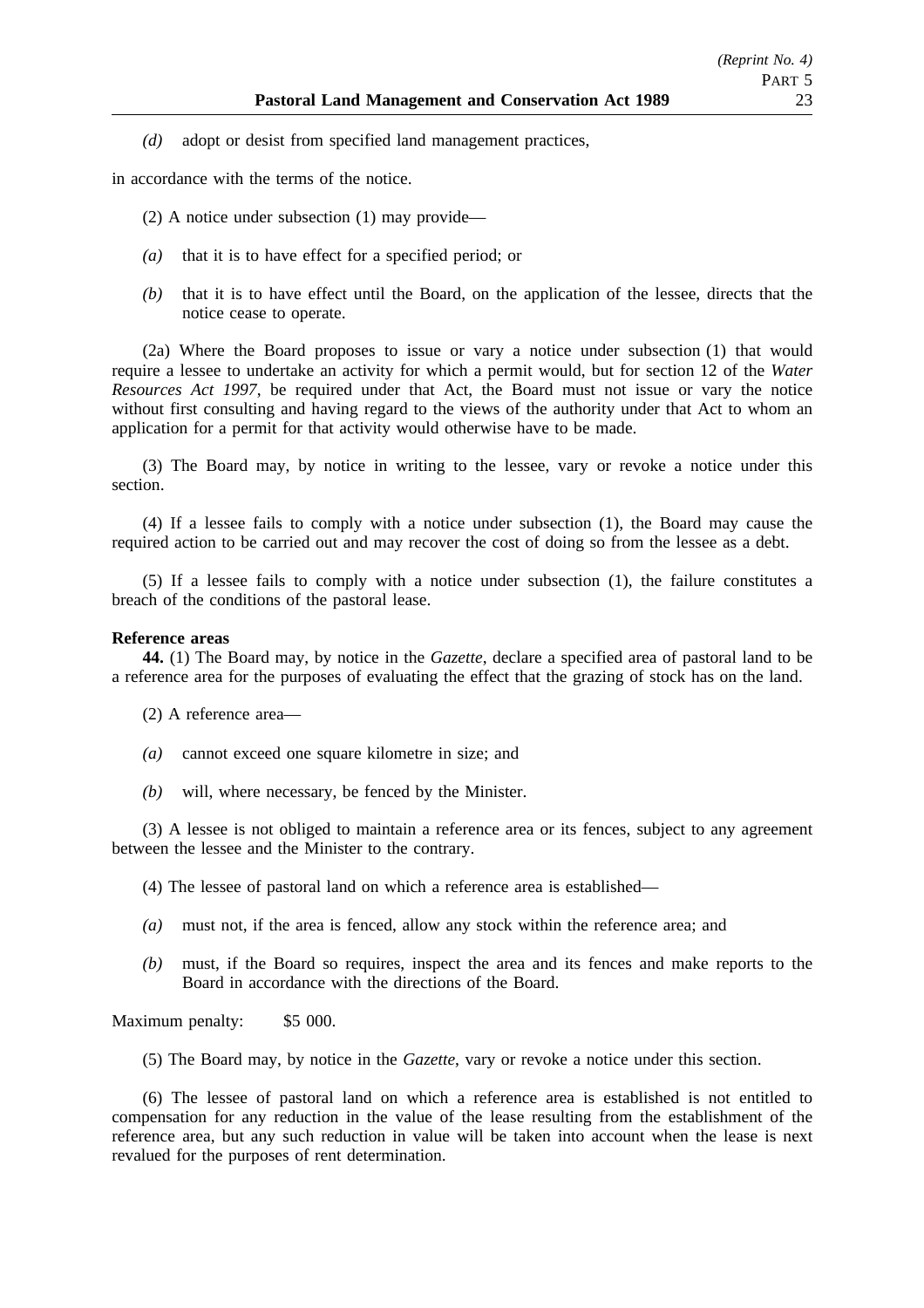*(d)* adopt or desist from specified land management practices,

in accordance with the terms of the notice.

(2) A notice under subsection (1) may provide—

*(a)* that it is to have effect for a specified period; or

*(b)* that it is to have effect until the Board, on the application of the lessee, directs that the notice cease to operate.

(2a) Where the Board proposes to issue or vary a notice under subsection (1) that would require a lessee to undertake an activity for which a permit would, but for section 12 of the *Water Resources Act 1997*, be required under that Act, the Board must not issue or vary the notice without first consulting and having regard to the views of the authority under that Act to whom an application for a permit for that activity would otherwise have to be made.

(3) The Board may, by notice in writing to the lessee, vary or revoke a notice under this section.

(4) If a lessee fails to comply with a notice under subsection (1), the Board may cause the required action to be carried out and may recover the cost of doing so from the lessee as a debt.

(5) If a lessee fails to comply with a notice under subsection (1), the failure constitutes a breach of the conditions of the pastoral lease.

**Reference areas**

**44.** (1) The Board may, by notice in the *Gazette*, declare a specified area of pastoral land to be a reference area for the purposes of evaluating the effect that the grazing of stock has on the land.

(2) A reference area—

*(a)* cannot exceed one square kilometre in size; and

*(b)* will, where necessary, be fenced by the Minister.

(3) A lessee is not obliged to maintain a reference area or its fences, subject to any agreement between the lessee and the Minister to the contrary.

(4) The lessee of pastoral land on which a reference area is established—

*(a)* must not, if the area is fenced, allow any stock within the reference area; and

*(b)* must, if the Board so requires, inspect the area and its fences and make reports to the Board in accordance with the directions of the Board.

Maximum penalty: $5 000.

(5) The Board may, by notice in the *Gazette*, vary or revoke a notice under this section.

(6) The lessee of pastoral land on which a reference area is established is not entitled to compensation for any reduction in the value of the lease resulting from the establishment of the reference area, but any such reduction in value will be taken into account when the lease is next revalued for the purposes of rent determination.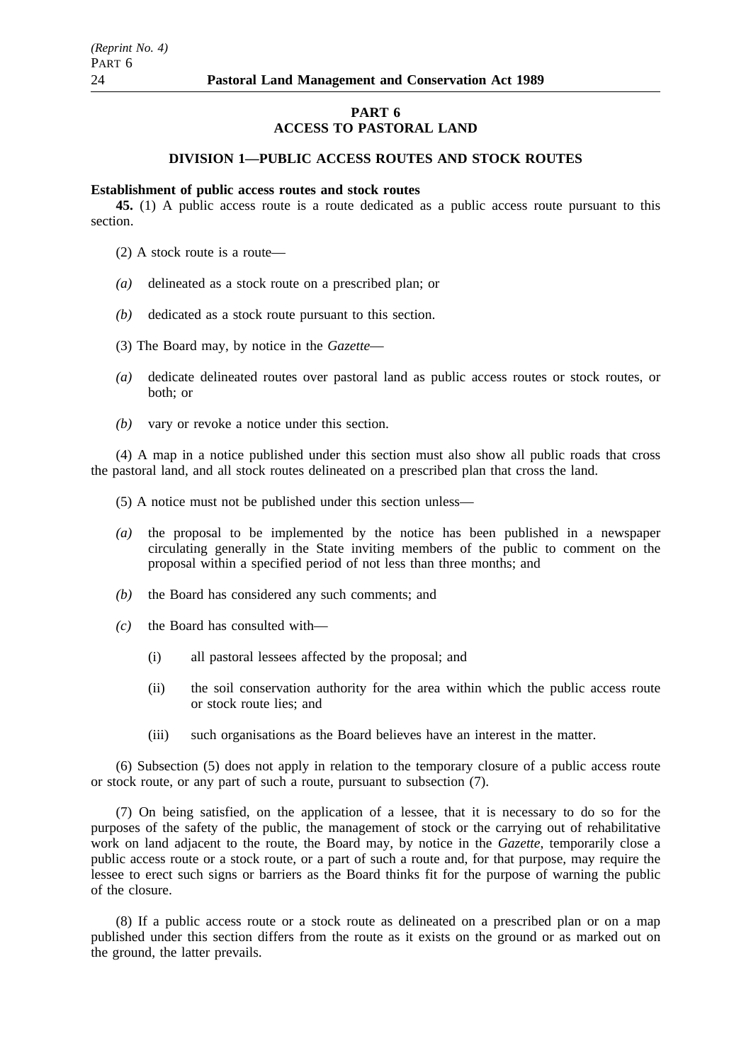## PART 6
## ACCESS TO PASTORAL LAND

### DIVISION 1—PUBLIC ACCESS ROUTES AND STOCK ROUTES

**Establishment of public access routes and stock routes**

**45.** (1) A public access route is a route dedicated as a public access route pursuant to this section.

(2) A stock route is a route—

*(a)* delineated as a stock route on a prescribed plan; or

*(b)* dedicated as a stock route pursuant to this section.

(3) The Board may, by notice in the *Gazette*—

*(a)* dedicate delineated routes over pastoral land as public access routes or stock routes, or both; or

*(b)* vary or revoke a notice under this section.

(4) A map in a notice published under this section must also show all public roads that cross the pastoral land, and all stock routes delineated on a prescribed plan that cross the land.

(5) A notice must not be published under this section unless—

*(a)* the proposal to be implemented by the notice has been published in a newspaper circulating generally in the State inviting members of the public to comment on the proposal within a specified period of not less than three months; and

*(b)* the Board has considered any such comments; and

*(c)* the Board has consulted with—

(i) all pastoral lessees affected by the proposal; and

(ii) the soil conservation authority for the area within which the public access route or stock route lies; and

(iii) such organisations as the Board believes have an interest in the matter.

(6) Subsection (5) does not apply in relation to the temporary closure of a public access route or stock route, or any part of such a route, pursuant to subsection (7).

(7) On being satisfied, on the application of a lessee, that it is necessary to do so for the purposes of the safety of the public, the management of stock or the carrying out of rehabilitative work on land adjacent to the route, the Board may, by notice in the *Gazette*, temporarily close a public access route or a stock route, or a part of such a route and, for that purpose, may require the lessee to erect such signs or barriers as the Board thinks fit for the purpose of warning the public of the closure.

(8) If a public access route or a stock route as delineated on a prescribed plan or on a map published under this section differs from the route as it exists on the ground or as marked out on the ground, the latter prevails.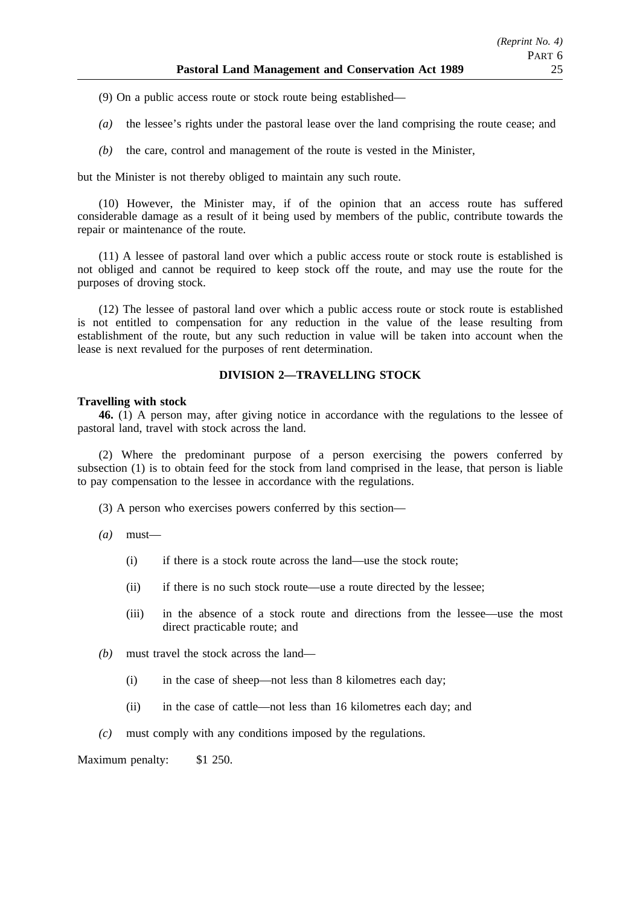(9) On a public access route or stock route being established—

*(a)* the lessee's rights under the pastoral lease over the land comprising the route cease; and

*(b)* the care, control and management of the route is vested in the Minister,

but the Minister is not thereby obliged to maintain any such route.

(10) However, the Minister may, if of the opinion that an access route has suffered considerable damage as a result of it being used by members of the public, contribute towards the repair or maintenance of the route.

(11) A lessee of pastoral land over which a public access route or stock route is established is not obliged and cannot be required to keep stock off the route, and may use the route for the purposes of droving stock.

(12) The lessee of pastoral land over which a public access route or stock route is established is not entitled to compensation for any reduction in the value of the lease resulting from establishment of the route, but any such reduction in value will be taken into account when the lease is next revalued for the purposes of rent determination.

## DIVISION 2—TRAVELLING STOCK

**Travelling with stock**

**46.** (1) A person may, after giving notice in accordance with the regulations to the lessee of pastoral land, travel with stock across the land.

(2) Where the predominant purpose of a person exercising the powers conferred by subsection (1) is to obtain feed for the stock from land comprised in the lease, that person is liable to pay compensation to the lessee in accordance with the regulations.

(3) A person who exercises powers conferred by this section—

*(a)* must—

(i) if there is a stock route across the land—use the stock route;

(ii) if there is no such stock route—use a route directed by the lessee;

(iii) in the absence of a stock route and directions from the lessee—use the most direct practicable route; and

*(b)* must travel the stock across the land—

(i) in the case of sheep—not less than 8 kilometres each day;

(ii) in the case of cattle—not less than 16 kilometres each day; and

*(c)* must comply with any conditions imposed by the regulations.

Maximum penalty: $1 250.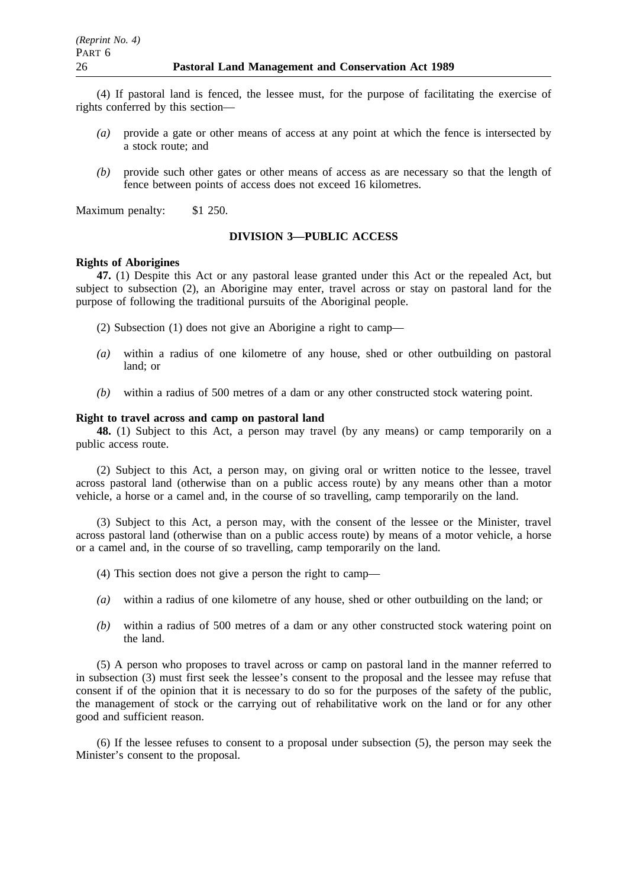(4) If pastoral land is fenced, the lessee must, for the purpose of facilitating the exercise of rights conferred by this section—

*(a)* provide a gate or other means of access at any point at which the fence is intersected by a stock route; and

*(b)* provide such other gates or other means of access as are necessary so that the length of fence between points of access does not exceed 16 kilometres.

Maximum penalty: $1 250.

### DIVISION 3—PUBLIC ACCESS

**Rights of Aborigines**

**47.** (1) Despite this Act or any pastoral lease granted under this Act or the repealed Act, but subject to subsection (2), an Aborigine may enter, travel across or stay on pastoral land for the purpose of following the traditional pursuits of the Aboriginal people.

(2) Subsection (1) does not give an Aborigine a right to camp—

*(a)* within a radius of one kilometre of any house, shed or other outbuilding on pastoral land; or

*(b)* within a radius of 500 metres of a dam or any other constructed stock watering point.

**Right to travel across and camp on pastoral land**

**48.** (1) Subject to this Act, a person may travel (by any means) or camp temporarily on a public access route.

(2) Subject to this Act, a person may, on giving oral or written notice to the lessee, travel across pastoral land (otherwise than on a public access route) by any means other than a motor vehicle, a horse or a camel and, in the course of so travelling, camp temporarily on the land.

(3) Subject to this Act, a person may, with the consent of the lessee or the Minister, travel across pastoral land (otherwise than on a public access route) by means of a motor vehicle, a horse or a camel and, in the course of so travelling, camp temporarily on the land.

(4) This section does not give a person the right to camp—

*(a)* within a radius of one kilometre of any house, shed or other outbuilding on the land; or

*(b)* within a radius of 500 metres of a dam or any other constructed stock watering point on the land.

(5) A person who proposes to travel across or camp on pastoral land in the manner referred to in subsection (3) must first seek the lessee's consent to the proposal and the lessee may refuse that consent if of the opinion that it is necessary to do so for the purposes of the safety of the public, the management of stock or the carrying out of rehabilitative work on the land or for any other good and sufficient reason.

(6) If the lessee refuses to consent to a proposal under subsection (5), the person may seek the Minister's consent to the proposal.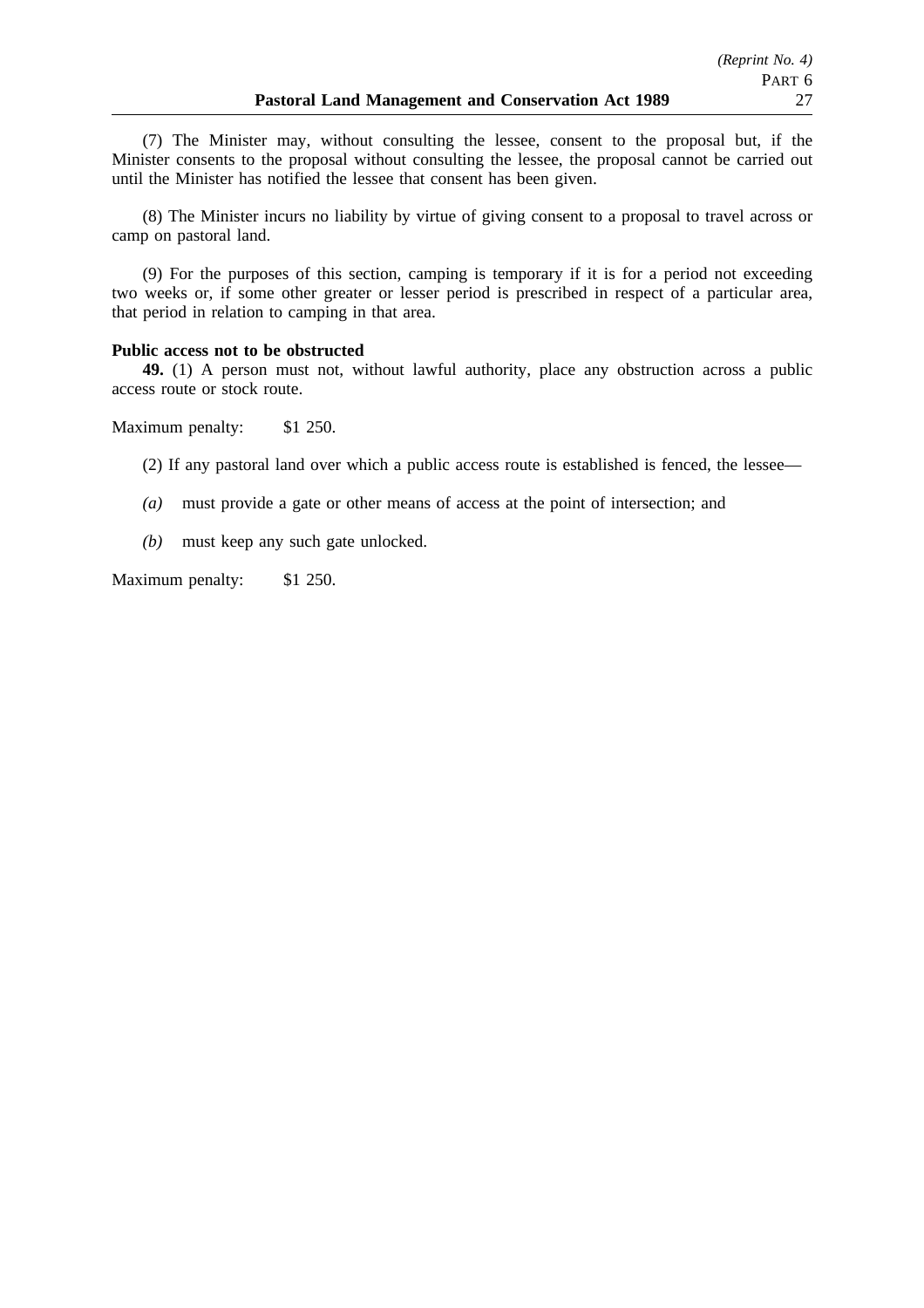(7) The Minister may, without consulting the lessee, consent to the proposal but, if the Minister consents to the proposal without consulting the lessee, the proposal cannot be carried out until the Minister has notified the lessee that consent has been given.

(8) The Minister incurs no liability by virtue of giving consent to a proposal to travel across or camp on pastoral land.

(9) For the purposes of this section, camping is temporary if it is for a period not exceeding two weeks or, if some other greater or lesser period is prescribed in respect of a particular area, that period in relation to camping in that area.

**Public access not to be obstructed**

**49.** (1) A person must not, without lawful authority, place any obstruction across a public access route or stock route.

Maximum penalty: $1 250.

(2) If any pastoral land over which a public access route is established is fenced, the lessee—

*(a)* must provide a gate or other means of access at the point of intersection; and

*(b)* must keep any such gate unlocked.

Maximum penalty: $1 250.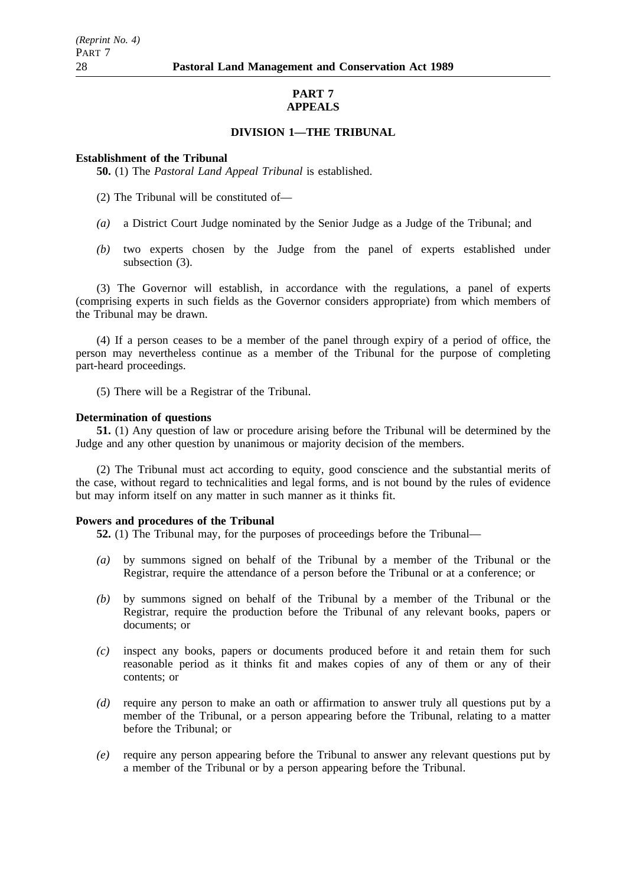## PART 7
## APPEALS

### DIVISION 1—THE TRIBUNAL

**Establishment of the Tribunal**

**50.** (1) The *Pastoral Land Appeal Tribunal* is established.

(2) The Tribunal will be constituted of—

*(a)* a District Court Judge nominated by the Senior Judge as a Judge of the Tribunal; and

*(b)* two experts chosen by the Judge from the panel of experts established under subsection (3).

(3) The Governor will establish, in accordance with the regulations, a panel of experts (comprising experts in such fields as the Governor considers appropriate) from which members of the Tribunal may be drawn.

(4) If a person ceases to be a member of the panel through expiry of a period of office, the person may nevertheless continue as a member of the Tribunal for the purpose of completing part-heard proceedings.

(5) There will be a Registrar of the Tribunal.

**Determination of questions**

**51.** (1) Any question of law or procedure arising before the Tribunal will be determined by the Judge and any other question by unanimous or majority decision of the members.

(2) The Tribunal must act according to equity, good conscience and the substantial merits of the case, without regard to technicalities and legal forms, and is not bound by the rules of evidence but may inform itself on any matter in such manner as it thinks fit.

**Powers and procedures of the Tribunal**

**52.** (1) The Tribunal may, for the purposes of proceedings before the Tribunal—

*(a)* by summons signed on behalf of the Tribunal by a member of the Tribunal or the Registrar, require the attendance of a person before the Tribunal or at a conference; or

*(b)* by summons signed on behalf of the Tribunal by a member of the Tribunal or the Registrar, require the production before the Tribunal of any relevant books, papers or documents; or

*(c)* inspect any books, papers or documents produced before it and retain them for such reasonable period as it thinks fit and makes copies of any of them or any of their contents; or

*(d)* require any person to make an oath or affirmation to answer truly all questions put by a member of the Tribunal, or a person appearing before the Tribunal, relating to a matter before the Tribunal; or

*(e)* require any person appearing before the Tribunal to answer any relevant questions put by a member of the Tribunal or by a person appearing before the Tribunal.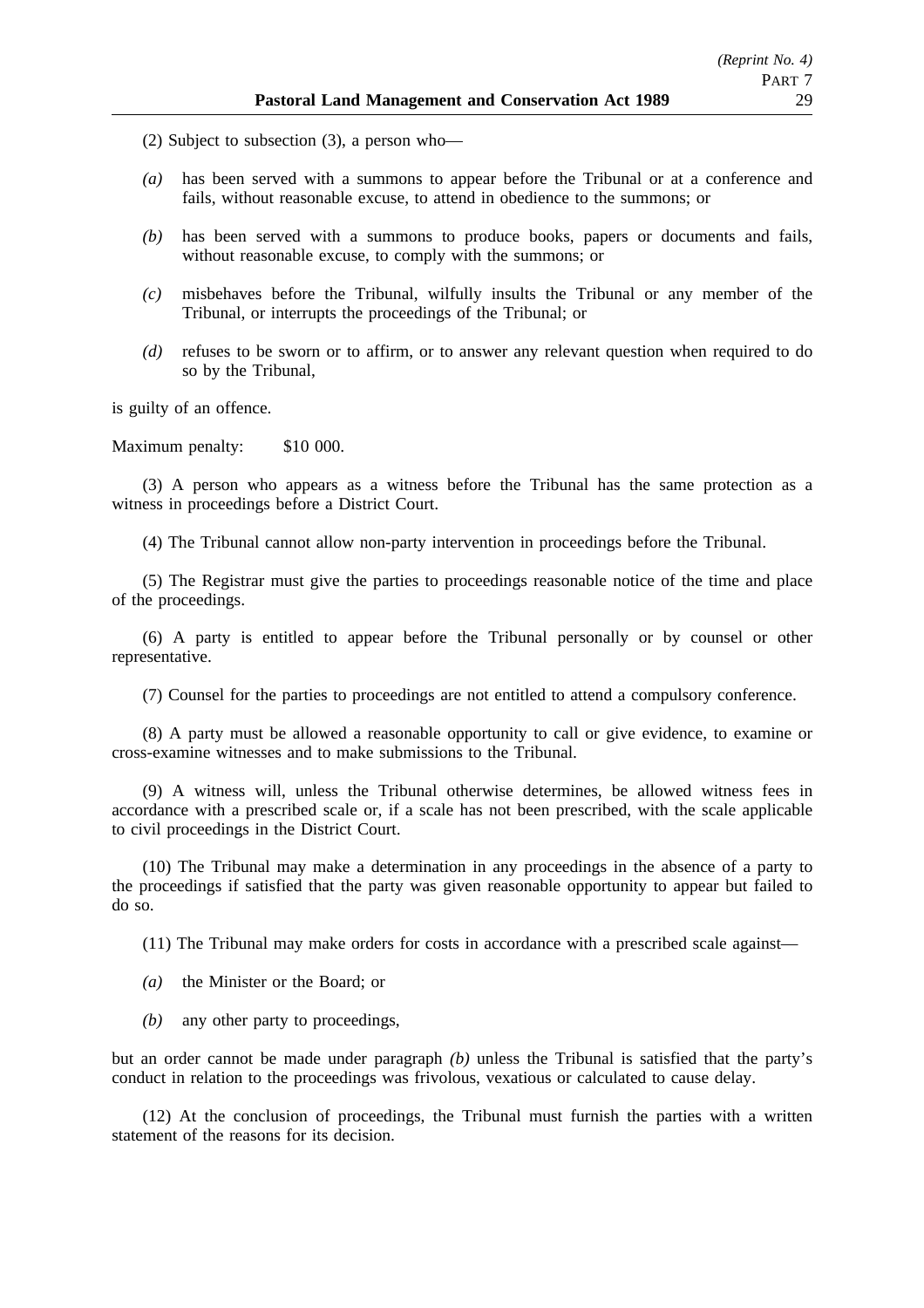(2) Subject to subsection (3), a person who—

*(a)* has been served with a summons to appear before the Tribunal or at a conference and fails, without reasonable excuse, to attend in obedience to the summons; or

*(b)* has been served with a summons to produce books, papers or documents and fails, without reasonable excuse, to comply with the summons; or

*(c)* misbehaves before the Tribunal, wilfully insults the Tribunal or any member of the Tribunal, or interrupts the proceedings of the Tribunal; or

*(d)* refuses to be sworn or to affirm, or to answer any relevant question when required to do so by the Tribunal,

is guilty of an offence.

Maximum penalty: $10 000.

(3) A person who appears as a witness before the Tribunal has the same protection as a witness in proceedings before a District Court.

(4) The Tribunal cannot allow non-party intervention in proceedings before the Tribunal.

(5) The Registrar must give the parties to proceedings reasonable notice of the time and place of the proceedings.

(6) A party is entitled to appear before the Tribunal personally or by counsel or other representative.

(7) Counsel for the parties to proceedings are not entitled to attend a compulsory conference.

(8) A party must be allowed a reasonable opportunity to call or give evidence, to examine or cross-examine witnesses and to make submissions to the Tribunal.

(9) A witness will, unless the Tribunal otherwise determines, be allowed witness fees in accordance with a prescribed scale or, if a scale has not been prescribed, with the scale applicable to civil proceedings in the District Court.

(10) The Tribunal may make a determination in any proceedings in the absence of a party to the proceedings if satisfied that the party was given reasonable opportunity to appear but failed to do so.

(11) The Tribunal may make orders for costs in accordance with a prescribed scale against—

*(a)* the Minister or the Board; or

*(b)* any other party to proceedings,

but an order cannot be made under paragraph *(b)* unless the Tribunal is satisfied that the party's conduct in relation to the proceedings was frivolous, vexatious or calculated to cause delay.

(12) At the conclusion of proceedings, the Tribunal must furnish the parties with a written statement of the reasons for its decision.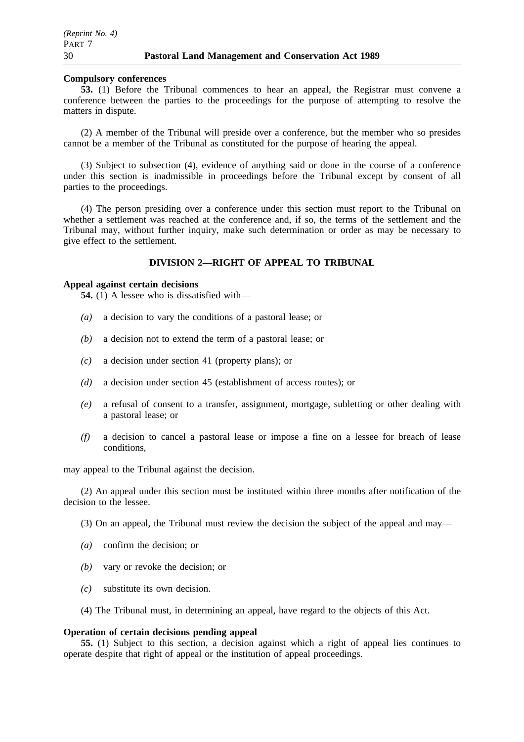**Compulsory conferences**

**53.** (1) Before the Tribunal commences to hear an appeal, the Registrar must convene a conference between the parties to the proceedings for the purpose of attempting to resolve the matters in dispute.

(2) A member of the Tribunal will preside over a conference, but the member who so presides cannot be a member of the Tribunal as constituted for the purpose of hearing the appeal.

(3) Subject to subsection (4), evidence of anything said or done in the course of a conference under this section is inadmissible in proceedings before the Tribunal except by consent of all parties to the proceedings.

(4) The person presiding over a conference under this section must report to the Tribunal on whether a settlement was reached at the conference and, if so, the terms of the settlement and the Tribunal may, without further inquiry, make such determination or order as may be necessary to give effect to the settlement.

## DIVISION 2—RIGHT OF APPEAL TO TRIBUNAL

**Appeal against certain decisions**

**54.** (1) A lessee who is dissatisfied with—

*(a)* a decision to vary the conditions of a pastoral lease; or

*(b)* a decision not to extend the term of a pastoral lease; or

*(c)* a decision under section 41 (property plans); or

*(d)* a decision under section 45 (establishment of access routes); or

*(e)* a refusal of consent to a transfer, assignment, mortgage, subletting or other dealing with a pastoral lease; or

*(f)* a decision to cancel a pastoral lease or impose a fine on a lessee for breach of lease conditions,

may appeal to the Tribunal against the decision.

(2) An appeal under this section must be instituted within three months after notification of the decision to the lessee.

(3) On an appeal, the Tribunal must review the decision the subject of the appeal and may—

*(a)* confirm the decision; or

*(b)* vary or revoke the decision; or

*(c)* substitute its own decision.

(4) The Tribunal must, in determining an appeal, have regard to the objects of this Act.

**Operation of certain decisions pending appeal**

**55.** (1) Subject to this section, a decision against which a right of appeal lies continues to operate despite that right of appeal or the institution of appeal proceedings.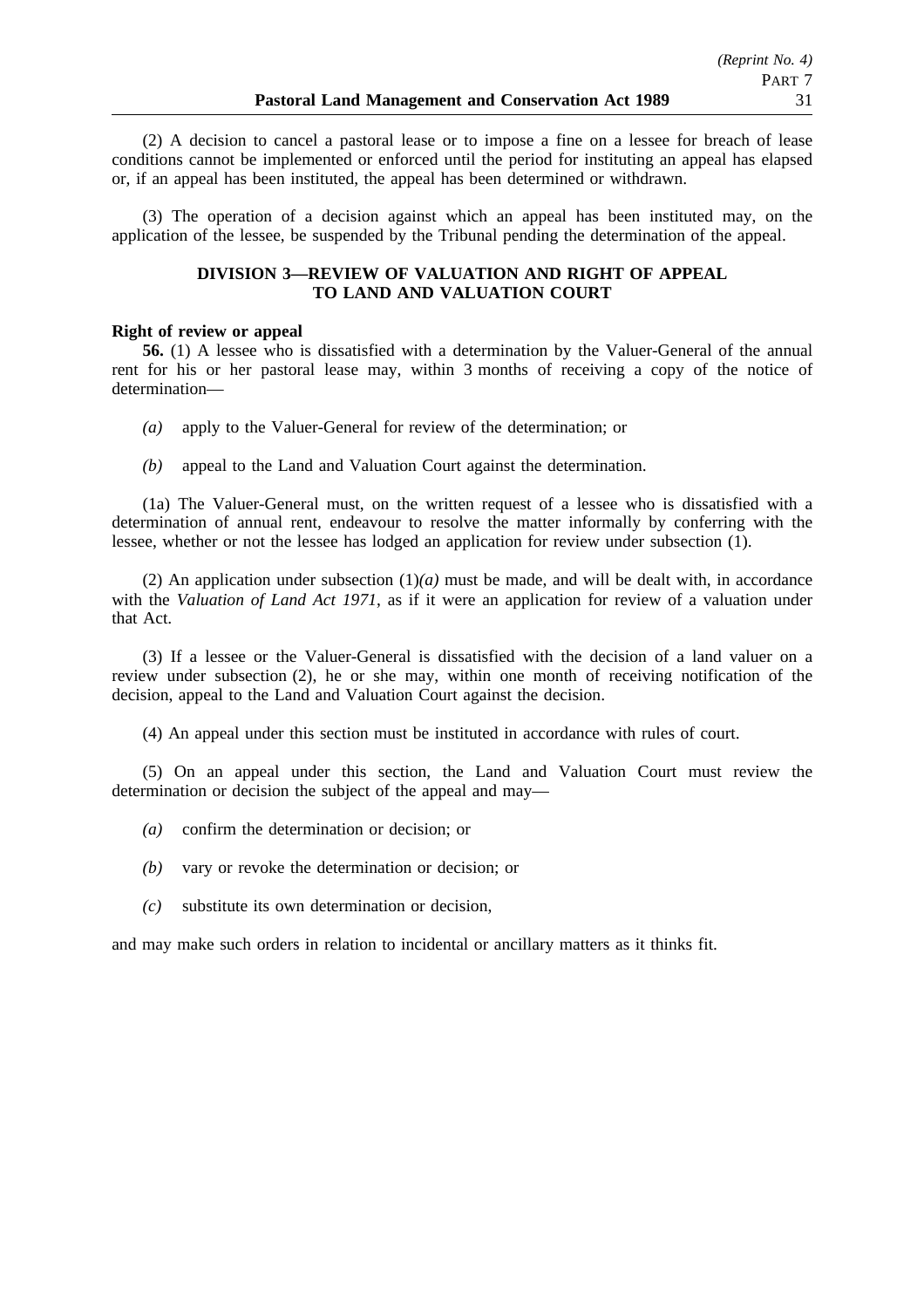(2) A decision to cancel a pastoral lease or to impose a fine on a lessee for breach of lease conditions cannot be implemented or enforced until the period for instituting an appeal has elapsed or, if an appeal has been instituted, the appeal has been determined or withdrawn.

(3) The operation of a decision against which an appeal has been instituted may, on the application of the lessee, be suspended by the Tribunal pending the determination of the appeal.

## DIVISION 3—REVIEW OF VALUATION AND RIGHT OF APPEAL TO LAND AND VALUATION COURT

**Right of review or appeal**

**56.** (1) A lessee who is dissatisfied with a determination by the Valuer-General of the annual rent for his or her pastoral lease may, within 3 months of receiving a copy of the notice of determination—

*(a)* apply to the Valuer-General for review of the determination; or

*(b)* appeal to the Land and Valuation Court against the determination.

(1a) The Valuer-General must, on the written request of a lessee who is dissatisfied with a determination of annual rent, endeavour to resolve the matter informally by conferring with the lessee, whether or not the lessee has lodged an application for review under subsection (1).

(2) An application under subsection (1)*(a)* must be made, and will be dealt with, in accordance with the *Valuation of Land Act 1971*, as if it were an application for review of a valuation under that Act.

(3) If a lessee or the Valuer-General is dissatisfied with the decision of a land valuer on a review under subsection (2), he or she may, within one month of receiving notification of the decision, appeal to the Land and Valuation Court against the decision.

(4) An appeal under this section must be instituted in accordance with rules of court.

(5) On an appeal under this section, the Land and Valuation Court must review the determination or decision the subject of the appeal and may—

*(a)* confirm the determination or decision; or

*(b)* vary or revoke the determination or decision; or

*(c)* substitute its own determination or decision,

and may make such orders in relation to incidental or ancillary matters as it thinks fit.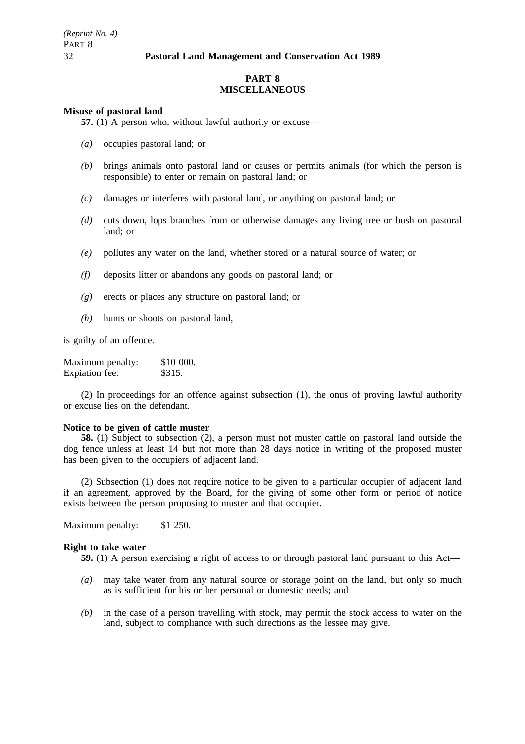## PART 8
## MISCELLANEOUS

**Misuse of pastoral land**

**57.** (1) A person who, without lawful authority or excuse—

*(a)* occupies pastoral land; or

*(b)* brings animals onto pastoral land or causes or permits animals (for which the person is responsible) to enter or remain on pastoral land; or

*(c)* damages or interferes with pastoral land, or anything on pastoral land; or

*(d)* cuts down, lops branches from or otherwise damages any living tree or bush on pastoral land; or

*(e)* pollutes any water on the land, whether stored or a natural source of water; or

*(f)* deposits litter or abandons any goods on pastoral land; or

*(g)* erects or places any structure on pastoral land; or

*(h)* hunts or shoots on pastoral land,

is guilty of an offence.

Maximum penalty: $10 000.
Expiation fee: $315.

(2) In proceedings for an offence against subsection (1), the onus of proving lawful authority or excuse lies on the defendant.

**Notice to be given of cattle muster**

**58.** (1) Subject to subsection (2), a person must not muster cattle on pastoral land outside the dog fence unless at least 14 but not more than 28 days notice in writing of the proposed muster has been given to the occupiers of adjacent land.

(2) Subsection (1) does not require notice to be given to a particular occupier of adjacent land if an agreement, approved by the Board, for the giving of some other form or period of notice exists between the person proposing to muster and that occupier.

Maximum penalty: $1 250.

**Right to take water**

**59.** (1) A person exercising a right of access to or through pastoral land pursuant to this Act—

*(a)* may take water from any natural source or storage point on the land, but only so much as is sufficient for his or her personal or domestic needs; and

*(b)* in the case of a person travelling with stock, may permit the stock access to water on the land, subject to compliance with such directions as the lessee may give.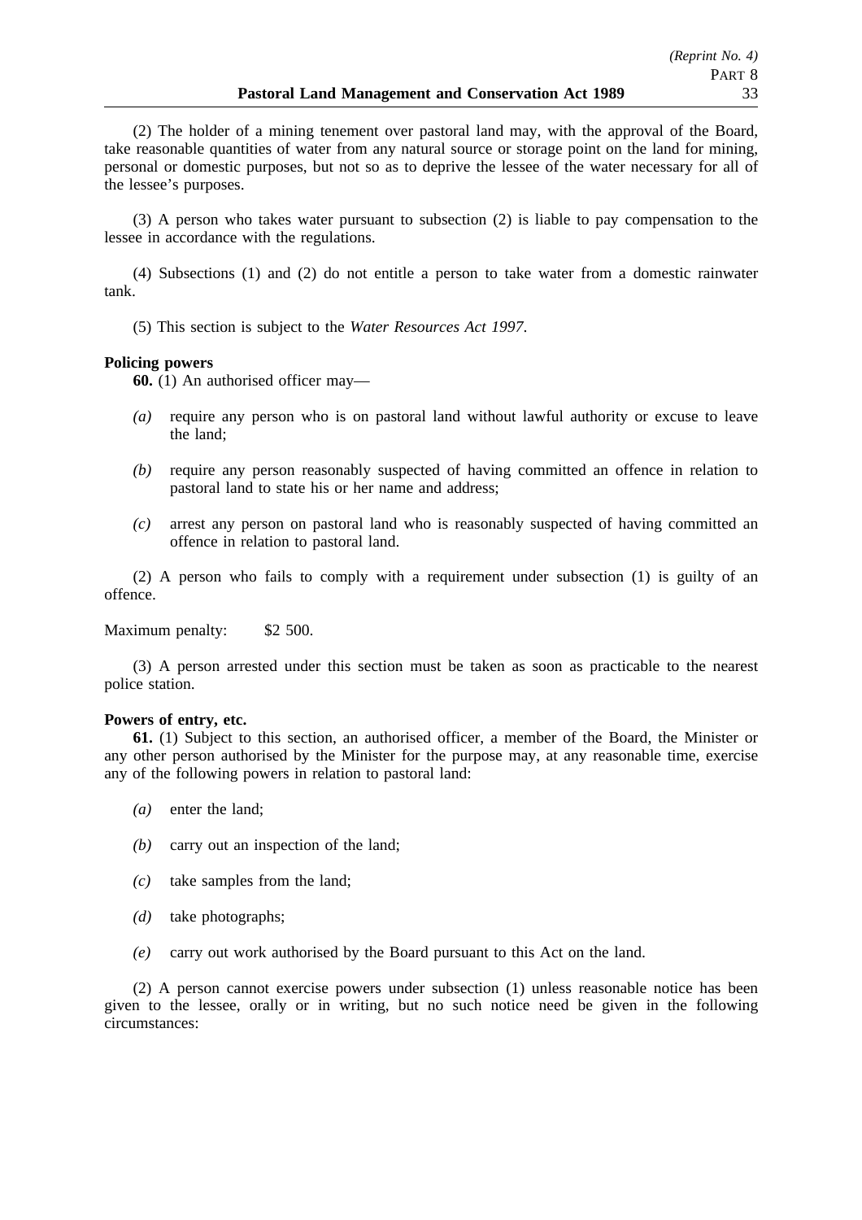(2) The holder of a mining tenement over pastoral land may, with the approval of the Board, take reasonable quantities of water from any natural source or storage point on the land for mining, personal or domestic purposes, but not so as to deprive the lessee of the water necessary for all of the lessee's purposes.

(3) A person who takes water pursuant to subsection (2) is liable to pay compensation to the lessee in accordance with the regulations.

(4) Subsections (1) and (2) do not entitle a person to take water from a domestic rainwater tank.

(5) This section is subject to the *Water Resources Act 1997*.

**Policing powers**

**60.** (1) An authorised officer may—

*(a)* require any person who is on pastoral land without lawful authority or excuse to leave the land;

*(b)* require any person reasonably suspected of having committed an offence in relation to pastoral land to state his or her name and address;

*(c)* arrest any person on pastoral land who is reasonably suspected of having committed an offence in relation to pastoral land.

(2) A person who fails to comply with a requirement under subsection (1) is guilty of an offence.

Maximum penalty: $2 500.

(3) A person arrested under this section must be taken as soon as practicable to the nearest police station.

**Powers of entry, etc.**

**61.** (1) Subject to this section, an authorised officer, a member of the Board, the Minister or any other person authorised by the Minister for the purpose may, at any reasonable time, exercise any of the following powers in relation to pastoral land:

*(a)* enter the land;

*(b)* carry out an inspection of the land;

*(c)* take samples from the land;

*(d)* take photographs;

*(e)* carry out work authorised by the Board pursuant to this Act on the land.

(2) A person cannot exercise powers under subsection (1) unless reasonable notice has been given to the lessee, orally or in writing, but no such notice need be given in the following circumstances: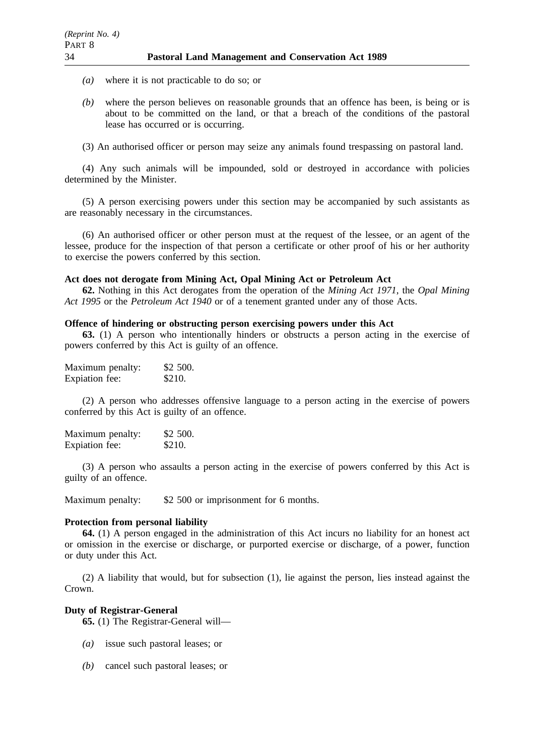*(a)* where it is not practicable to do so; or

*(b)* where the person believes on reasonable grounds that an offence has been, is being or is about to be committed on the land, or that a breach of the conditions of the pastoral lease has occurred or is occurring.

(3) An authorised officer or person may seize any animals found trespassing on pastoral land.

(4) Any such animals will be impounded, sold or destroyed in accordance with policies determined by the Minister.

(5) A person exercising powers under this section may be accompanied by such assistants as are reasonably necessary in the circumstances.

(6) An authorised officer or other person must at the request of the lessee, or an agent of the lessee, produce for the inspection of that person a certificate or other proof of his or her authority to exercise the powers conferred by this section.

**Act does not derogate from Mining Act, Opal Mining Act or Petroleum Act**

**62.** Nothing in this Act derogates from the operation of the *Mining Act 1971*, the *Opal Mining Act 1995* or the *Petroleum Act 1940* or of a tenement granted under any of those Acts.

**Offence of hindering or obstructing person exercising powers under this Act**

**63.** (1) A person who intentionally hinders or obstructs a person acting in the exercise of powers conferred by this Act is guilty of an offence.

Maximum penalty: $2 500.
Expiation fee: $210.

(2) A person who addresses offensive language to a person acting in the exercise of powers conferred by this Act is guilty of an offence.

Maximum penalty: $2 500.
Expiation fee: $210.

(3) A person who assaults a person acting in the exercise of powers conferred by this Act is guilty of an offence.

Maximum penalty: $2 500 or imprisonment for 6 months.

**Protection from personal liability**

**64.** (1) A person engaged in the administration of this Act incurs no liability for an honest act or omission in the exercise or discharge, or purported exercise or discharge, of a power, function or duty under this Act.

(2) A liability that would, but for subsection (1), lie against the person, lies instead against the Crown.

**Duty of Registrar-General**

**65.** (1) The Registrar-General will—

*(a)* issue such pastoral leases; or

*(b)* cancel such pastoral leases; or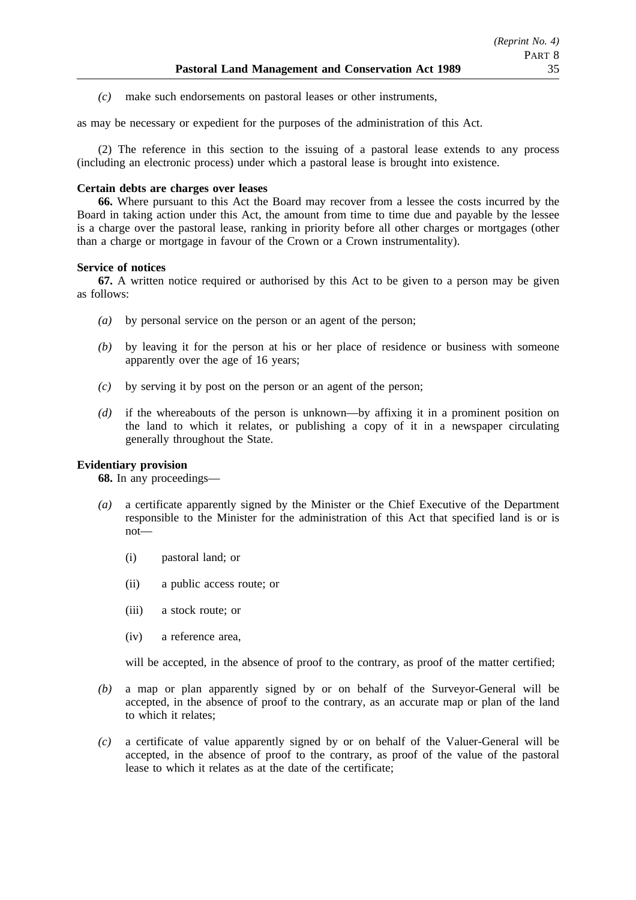*(c)* make such endorsements on pastoral leases or other instruments,

as may be necessary or expedient for the purposes of the administration of this Act.

(2) The reference in this section to the issuing of a pastoral lease extends to any process (including an electronic process) under which a pastoral lease is brought into existence.

**Certain debts are charges over leases**

**66.** Where pursuant to this Act the Board may recover from a lessee the costs incurred by the Board in taking action under this Act, the amount from time to time due and payable by the lessee is a charge over the pastoral lease, ranking in priority before all other charges or mortgages (other than a charge or mortgage in favour of the Crown or a Crown instrumentality).

**Service of notices**

**67.** A written notice required or authorised by this Act to be given to a person may be given as follows:

*(a)* by personal service on the person or an agent of the person;

*(b)* by leaving it for the person at his or her place of residence or business with someone apparently over the age of 16 years;

*(c)* by serving it by post on the person or an agent of the person;

*(d)* if the whereabouts of the person is unknown—by affixing it in a prominent position on the land to which it relates, or publishing a copy of it in a newspaper circulating generally throughout the State.

**Evidentiary provision**

**68.** In any proceedings—

*(a)* a certificate apparently signed by the Minister or the Chief Executive of the Department responsible to the Minister for the administration of this Act that specified land is or is not—

(i) pastoral land; or

(ii) a public access route; or

(iii) a stock route; or

(iv) a reference area,

will be accepted, in the absence of proof to the contrary, as proof of the matter certified;

*(b)* a map or plan apparently signed by or on behalf of the Surveyor-General will be accepted, in the absence of proof to the contrary, as an accurate map or plan of the land to which it relates;

*(c)* a certificate of value apparently signed by or on behalf of the Valuer-General will be accepted, in the absence of proof to the contrary, as proof of the value of the pastoral lease to which it relates as at the date of the certificate;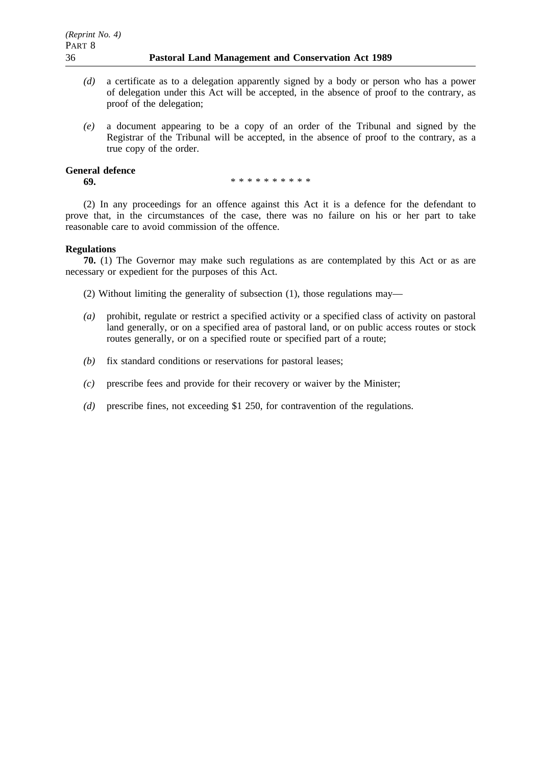*(d)* a certificate as to a delegation apparently signed by a body or person who has a power of delegation under this Act will be accepted, in the absence of proof to the contrary, as proof of the delegation;

*(e)* a document appearing to be a copy of an order of the Tribunal and signed by the Registrar of the Tribunal will be accepted, in the absence of proof to the contrary, as a true copy of the order.

**General defence**

**69.** * * * * * * * * * *

(2) In any proceedings for an offence against this Act it is a defence for the defendant to prove that, in the circumstances of the case, there was no failure on his or her part to take reasonable care to avoid commission of the offence.

**Regulations**

**70.** (1) The Governor may make such regulations as are contemplated by this Act or as are necessary or expedient for the purposes of this Act.

(2) Without limiting the generality of subsection (1), those regulations may—

*(a)* prohibit, regulate or restrict a specified activity or a specified class of activity on pastoral land generally, or on a specified area of pastoral land, or on public access routes or stock routes generally, or on a specified route or specified part of a route;

*(b)* fix standard conditions or reservations for pastoral leases;

*(c)* prescribe fees and provide for their recovery or waiver by the Minister;

*(d)* prescribe fines, not exceeding $1 250, for contravention of the regulations.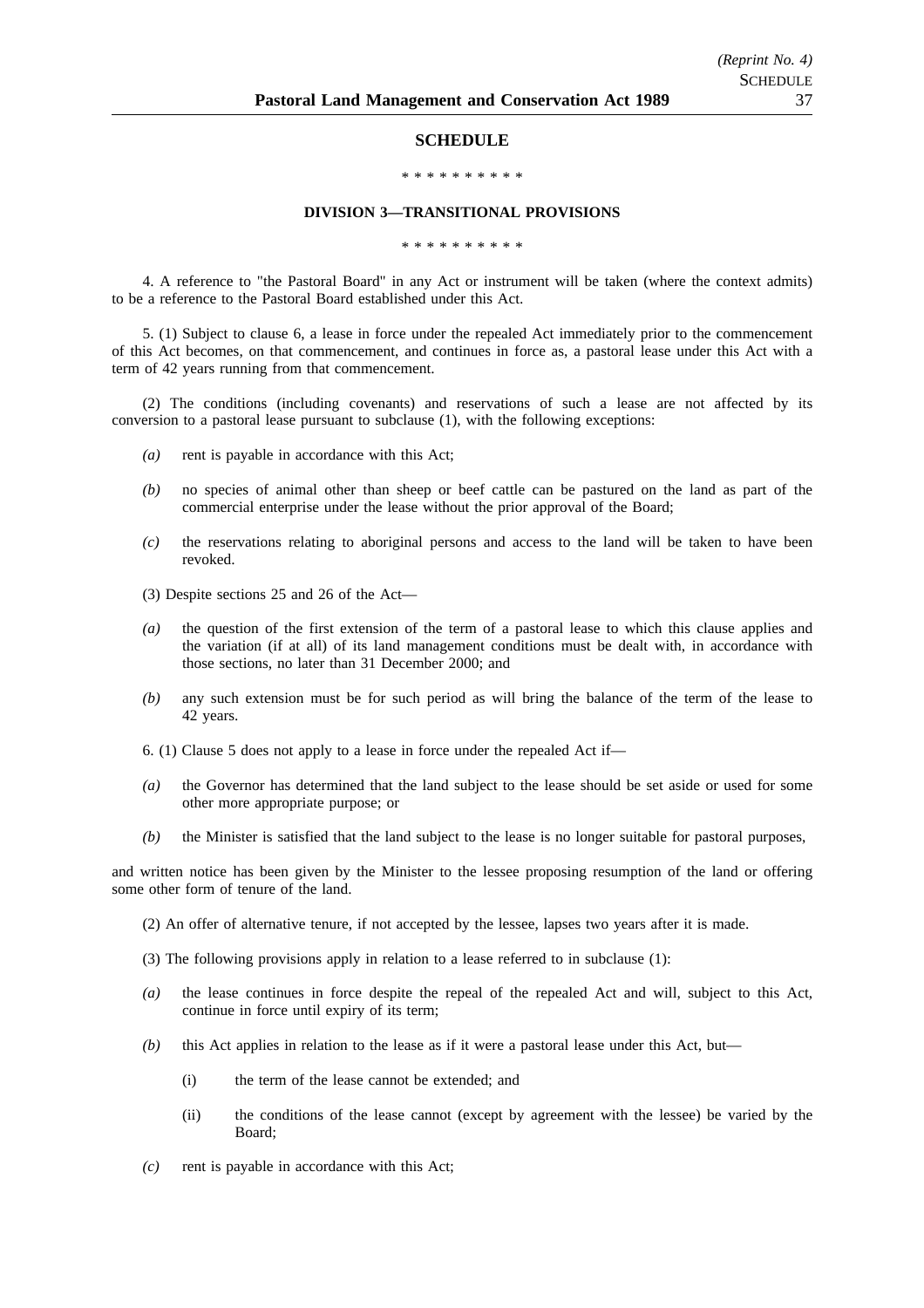## SCHEDULE

\* \* \* \* \* \* \* \* \* \*

### DIVISION 3—TRANSITIONAL PROVISIONS

\* \* \* \* \* \* \* \* \* \*

4. A reference to "the Pastoral Board" in any Act or instrument will be taken (where the context admits) to be a reference to the Pastoral Board established under this Act.

5. (1) Subject to clause 6, a lease in force under the repealed Act immediately prior to the commencement of this Act becomes, on that commencement, and continues in force as, a pastoral lease under this Act with a term of 42 years running from that commencement.

(2) The conditions (including covenants) and reservations of such a lease are not affected by its conversion to a pastoral lease pursuant to subclause (1), with the following exceptions:

- *(a)* rent is payable in accordance with this Act;
- *(b)* no species of animal other than sheep or beef cattle can be pastured on the land as part of the commercial enterprise under the lease without the prior approval of the Board;
- *(c)* the reservations relating to aboriginal persons and access to the land will be taken to have been revoked.

(3) Despite sections 25 and 26 of the Act—

- *(a)* the question of the first extension of the term of a pastoral lease to which this clause applies and the variation (if at all) of its land management conditions must be dealt with, in accordance with those sections, no later than 31 December 2000; and
- *(b)* any such extension must be for such period as will bring the balance of the term of the lease to 42 years.

6. (1) Clause 5 does not apply to a lease in force under the repealed Act if—

- *(a)* the Governor has determined that the land subject to the lease should be set aside or used for some other more appropriate purpose; or
- *(b)* the Minister is satisfied that the land subject to the lease is no longer suitable for pastoral purposes,

and written notice has been given by the Minister to the lessee proposing resumption of the land or offering some other form of tenure of the land.

(2) An offer of alternative tenure, if not accepted by the lessee, lapses two years after it is made.

(3) The following provisions apply in relation to a lease referred to in subclause (1):

- *(a)* the lease continues in force despite the repeal of the repealed Act and will, subject to this Act, continue in force until expiry of its term;
- *(b)* this Act applies in relation to the lease as if it were a pastoral lease under this Act, but—
  - (i) the term of the lease cannot be extended; and
  - (ii) the conditions of the lease cannot (except by agreement with the lessee) be varied by the Board;
- *(c)* rent is payable in accordance with this Act;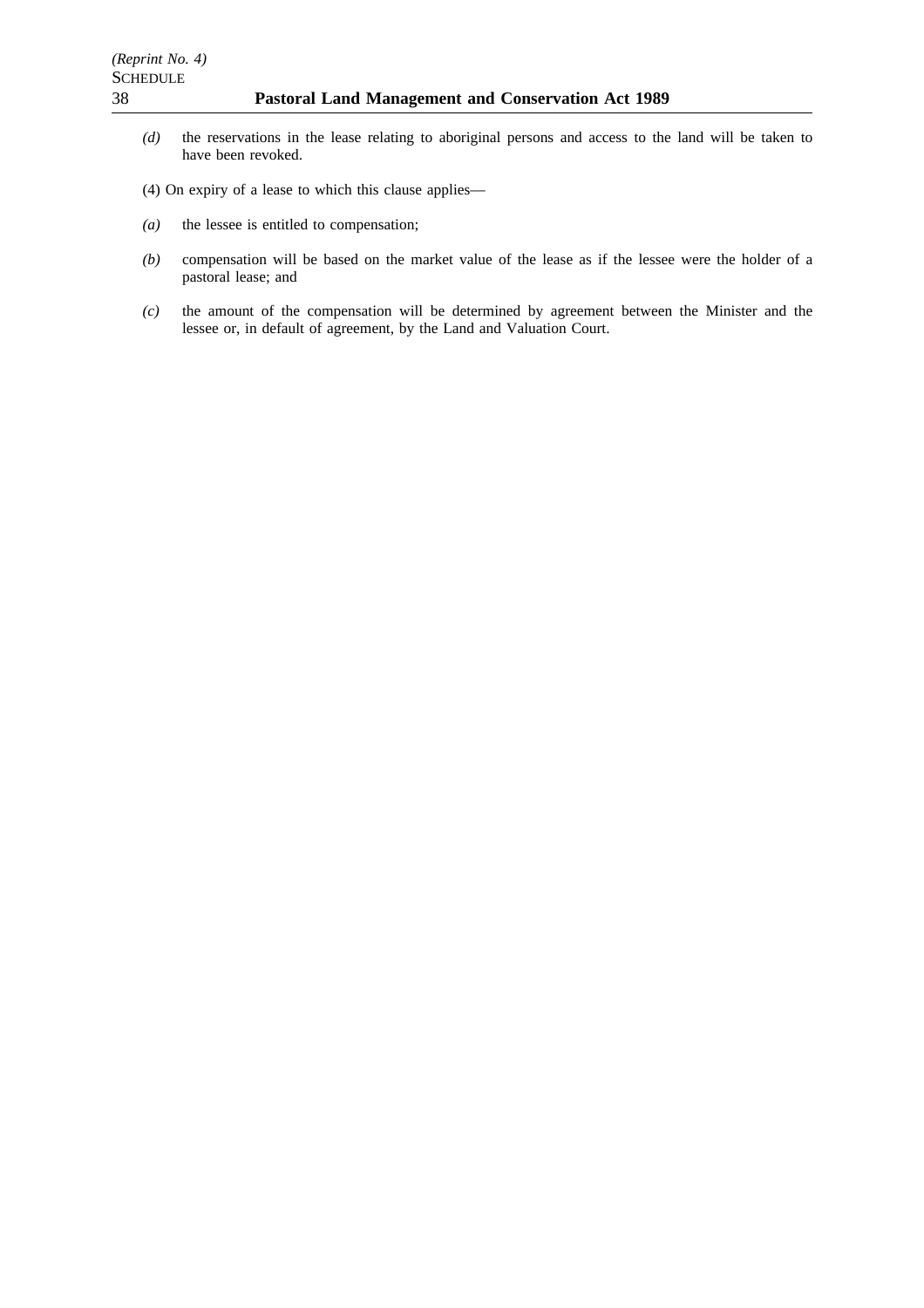*(d)* the reservations in the lease relating to aboriginal persons and access to the land will be taken to have been revoked.

(4) On expiry of a lease to which this clause applies—

*(a)* the lessee is entitled to compensation;

*(b)* compensation will be based on the market value of the lease as if the lessee were the holder of a pastoral lease; and

*(c)* the amount of the compensation will be determined by agreement between the Minister and the lessee or, in default of agreement, by the Land and Valuation Court.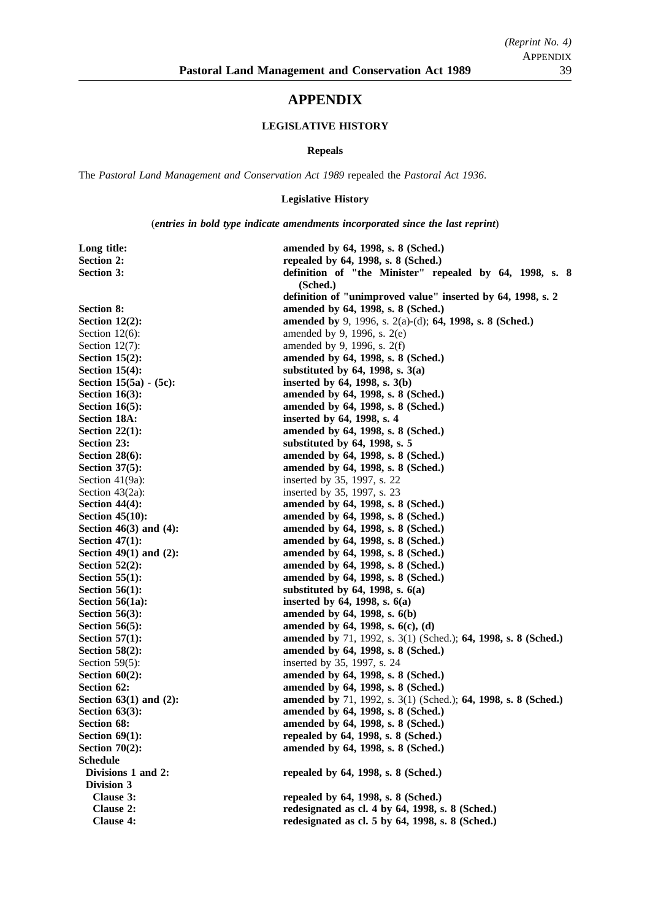# APPENDIX

## LEGISLATIVE HISTORY

### Repeals

The *Pastoral Land Management and Conservation Act 1989* repealed the *Pastoral Act 1936*.

### Legislative History

(***entries in bold type indicate amendments incorporated since the last reprint***)

| | |
|---|---|
| **Long title:** | **amended by 64, 1998, s. 8 (Sched.)** |
| **Section 2:** | **repealed by 64, 1998, s. 8 (Sched.)** |
| **Section 3:** | **definition of "the Minister" repealed by 64, 1998, s. 8 (Sched.)** |
| | **definition of "unimproved value" inserted by 64, 1998, s. 2** |
| **Section 8:** | **amended by 64, 1998, s. 8 (Sched.)** |
| **Section 12(2):** | **amended by** 9, 1996, s. 2(a)-(d); **64, 1998, s. 8 (Sched.)** |
| Section 12(6): | amended by 9, 1996, s. 2(e) |
| Section 12(7): | amended by 9, 1996, s. 2(f) |
| **Section 15(2):** | **amended by 64, 1998, s. 8 (Sched.)** |
| **Section 15(4):** | **substituted by 64, 1998, s. 3(a)** |
| **Section 15(5a) - (5c):** | **inserted by 64, 1998, s. 3(b)** |
| **Section 16(3):** | **amended by 64, 1998, s. 8 (Sched.)** |
| **Section 16(5):** | **amended by 64, 1998, s. 8 (Sched.)** |
| **Section 18A:** | **inserted by 64, 1998, s. 4** |
| **Section 22(1):** | **amended by 64, 1998, s. 8 (Sched.)** |
| **Section 23:** | **substituted by 64, 1998, s. 5** |
| **Section 28(6):** | **amended by 64, 1998, s. 8 (Sched.)** |
| **Section 37(5):** | **amended by 64, 1998, s. 8 (Sched.)** |
| Section 41(9a): | inserted by 35, 1997, s. 22 |
| Section 43(2a): | inserted by 35, 1997, s. 23 |
| **Section 44(4):** | **amended by 64, 1998, s. 8 (Sched.)** |
| **Section 45(10):** | **amended by 64, 1998, s. 8 (Sched.)** |
| **Section 46(3) and (4):** | **amended by 64, 1998, s. 8 (Sched.)** |
| **Section 47(1):** | **amended by 64, 1998, s. 8 (Sched.)** |
| **Section 49(1) and (2):** | **amended by 64, 1998, s. 8 (Sched.)** |
| **Section 52(2):** | **amended by 64, 1998, s. 8 (Sched.)** |
| **Section 55(1):** | **amended by 64, 1998, s. 8 (Sched.)** |
| **Section 56(1):** | **substituted by 64, 1998, s. 6(a)** |
| **Section 56(1a):** | **inserted by 64, 1998, s. 6(a)** |
| **Section 56(3):** | **amended by 64, 1998, s. 6(b)** |
| **Section 56(5):** | **amended by 64, 1998, s. 6(c), (d)** |
| **Section 57(1):** | **amended by** 71, 1992, s. 3(1) (Sched.); **64, 1998, s. 8 (Sched.)** |
| **Section 58(2):** | **amended by 64, 1998, s. 8 (Sched.)** |
| Section 59(5): | inserted by 35, 1997, s. 24 |
| **Section 60(2):** | **amended by 64, 1998, s. 8 (Sched.)** |
| **Section 62:** | **amended by 64, 1998, s. 8 (Sched.)** |
| **Section 63(1) and (2):** | **amended by** 71, 1992, s. 3(1) (Sched.); **64, 1998, s. 8 (Sched.)** |
| **Section 63(3):** | **amended by 64, 1998, s. 8 (Sched.)** |
| **Section 68:** | **amended by 64, 1998, s. 8 (Sched.)** |
| **Section 69(1):** | **repealed by 64, 1998, s. 8 (Sched.)** |
| **Section 70(2):** | **amended by 64, 1998, s. 8 (Sched.)** |
| **Schedule** | |
| **Divisions 1 and 2:** | **repealed by 64, 1998, s. 8 (Sched.)** |
| **Division 3** | |
| **Clause 3:** | **repealed by 64, 1998, s. 8 (Sched.)** |
| **Clause 2:** | **redesignated as cl. 4 by 64, 1998, s. 8 (Sched.)** |
| **Clause 4:** | **redesignated as cl. 5 by 64, 1998, s. 8 (Sched.)** |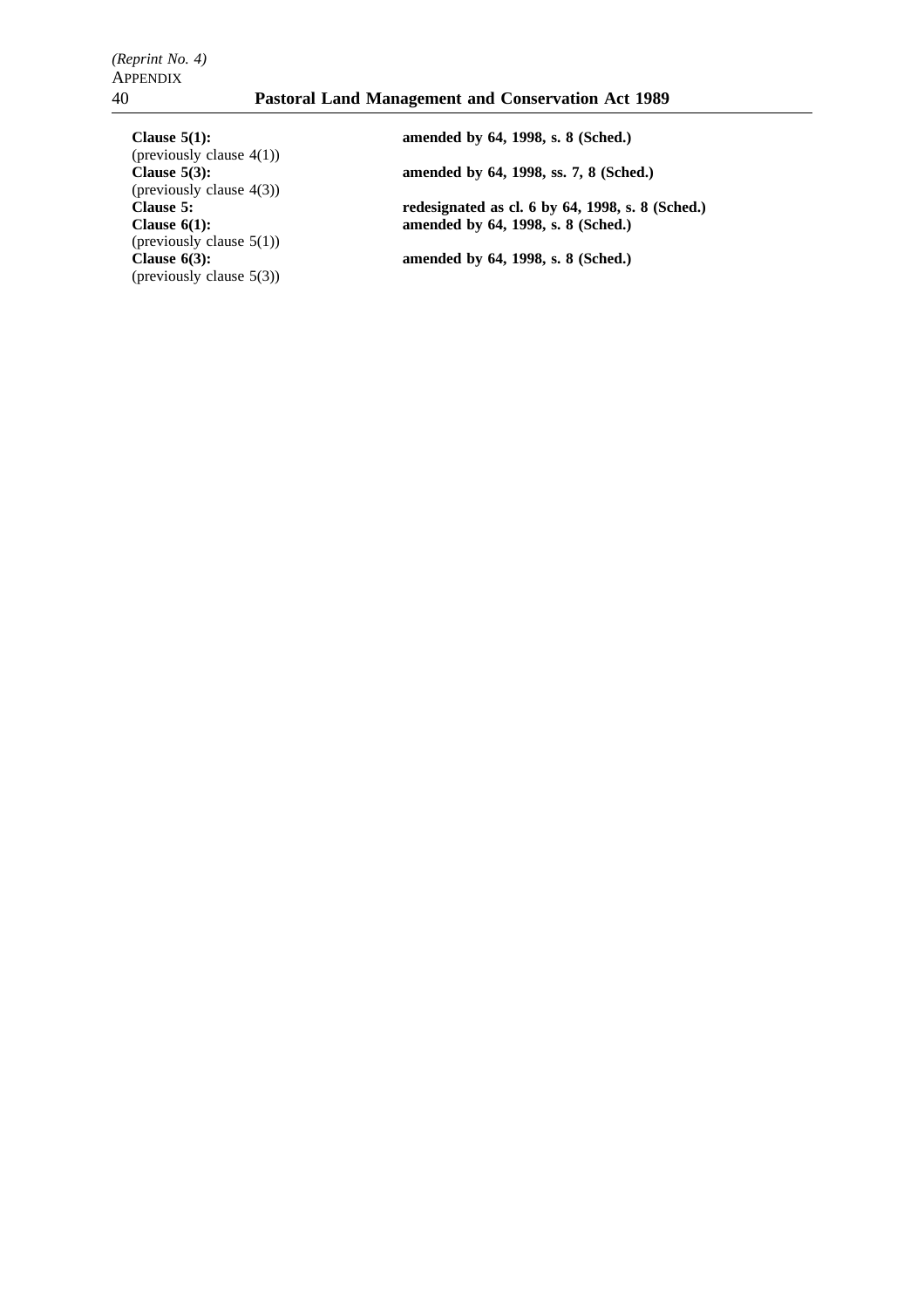**Clause 5(1):** (previously clause 4(1)) **amended by 64, 1998, s. 8 (Sched.)**

**Clause 5(3):** (previously clause 4(3)) **amended by 64, 1998, ss. 7, 8 (Sched.)**

**Clause 5:** **redesignated as cl. 6 by 64, 1998, s. 8 (Sched.)**

**Clause 6(1):** (previously clause 5(1)) **amended by 64, 1998, s. 8 (Sched.)**

**Clause 6(3):** (previously clause 5(3)) **amended by 64, 1998, s. 8 (Sched.)**